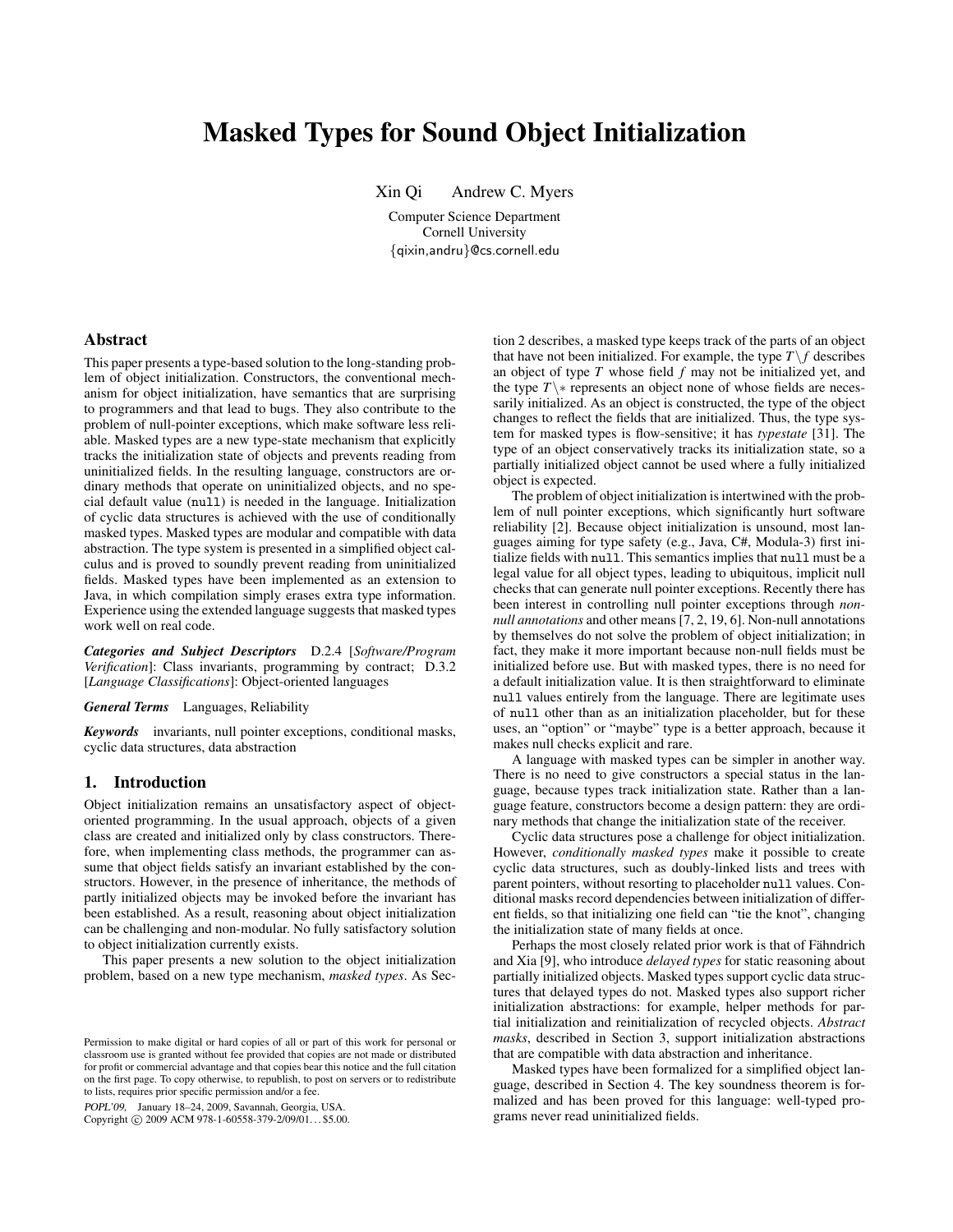# Masked Types for Sound Object Initialization

Xin Qi    Andrew C. Myers

Computer Science Department
Cornell University
{qixin,andru}@cs.cornell.edu

## Abstract

This paper presents a type-based solution to the long-standing problem of object initialization. Constructors, the conventional mechanism for object initialization, have semantics that are surprising to programmers and that lead to bugs. They also contribute to the problem of null-pointer exceptions, which make software less reliable. Masked types are a new type-state mechanism that explicitly tracks the initialization state of objects and prevents reading from uninitialized fields. In the resulting language, constructors are ordinary methods that operate on uninitialized objects, and no special default value (`null`) is needed in the language. Initialization of cyclic data structures is achieved with the use of conditionally masked types. Masked types are modular and compatible with data abstraction. The type system is presented in a simplified object calculus and is proved to soundly prevent reading from uninitialized fields. Masked types have been implemented as an extension to Java, in which compilation simply erases extra type information. Experience using the extended language suggests that masked types work well on real code.

***Categories and Subject Descriptors*** D.2.4 [*Software/Program Verification*]: Class invariants, programming by contract; D.3.2 [*Language Classifications*]: Object-oriented languages

***General Terms*** Languages, Reliability

***Keywords*** invariants, null pointer exceptions, conditional masks, cyclic data structures, data abstraction

## 1. Introduction

Object initialization remains an unsatisfactory aspect of object-oriented programming. In the usual approach, objects of a given class are created and initialized only by class constructors. Therefore, when implementing class methods, the programmer can assume that object fields satisfy an invariant established by the constructors. However, in the presence of inheritance, the methods of partly initialized objects may be invoked before the invariant has been established. As a result, reasoning about object initialization can be challenging and non-modular. No fully satisfactory solution to object initialization currently exists.

This paper presents a new solution to the object initialization problem, based on a new type mechanism, *masked types*. As Section 2 describes, a masked type keeps track of the parts of an object that have not been initialized. For example, the type $T\backslash f$ describes an object of type $T$ whose field $f$ may not be initialized yet, and the type $T\backslash *$ represents an object none of whose fields are necessarily initialized. As an object is constructed, the type of the object changes to reflect the fields that are initialized. Thus, the type system for masked types is flow-sensitive; it has *typestate* [31]. The type of an object conservatively tracks its initialization state, so a partially initialized object cannot be used where a fully initialized object is expected.

The problem of object initialization is intertwined with the problem of null pointer exceptions, which significantly hurt software reliability [2]. Because object initialization is unsound, most languages aiming for type safety (e.g., Java, C#, Modula-3) first initialize fields with `null`. This semantics implies that `null` must be a legal value for all object types, leading to ubiquitous, implicit null checks that can generate null pointer exceptions. Recently there has been interest in controlling null pointer exceptions through *non-null annotations* and other means [7, 2, 19, 6]. Non-null annotations by themselves do not solve the problem of object initialization; in fact, they make it more important because non-null fields must be initialized before use. But with masked types, there is no need for a default initialization value. It is then straightforward to eliminate `null` values entirely from the language. There are legitimate uses of `null` other than as an initialization placeholder, but for these uses, an "option" or "maybe" type is a better approach, because it makes null checks explicit and rare.

A language with masked types can be simpler in another way. There is no need to give constructors a special status in the language, because types track initialization state. Rather than a language feature, constructors become a design pattern: they are ordinary methods that change the initialization state of the receiver.

Cyclic data structures pose a challenge for object initialization. However, *conditionally masked types* make it possible to create cyclic data structures, such as doubly-linked lists and trees with parent pointers, without resorting to placeholder `null` values. Conditional masks record dependencies between initialization of different fields, so that initializing one field can "tie the knot", changing the initialization state of many fields at once.

Perhaps the most closely related prior work is that of Fähndrich and Xia [9], who introduce *delayed types* for static reasoning about partially initialized objects. Masked types support cyclic data structures that delayed types do not. Masked types also support richer initialization abstractions: for example, helper methods for partial initialization and reinitialization of recycled objects. *Abstract masks*, described in Section 3, support initialization abstractions that are compatible with data abstraction and inheritance.

Masked types have been formalized for a simplified object language, described in Section 4. The key soundness theorem is formalized and has been proved for this language: well-typed programs never read uninitialized fields.

Permission to make digital or hard copies of all or part of this work for personal or classroom use is granted without fee provided that copies are not made or distributed for profit or commercial advantage and that copies bear this notice and the full citation on the first page. To copy otherwise, to republish, to post on servers or to redistribute to lists, requires prior specific permission and/or a fee.

*POPL'09,* January 18–24, 2009, Savannah, Georgia, USA.
Copyright © 2009 ACM 978-1-60558-379-2/09/01...$5.00.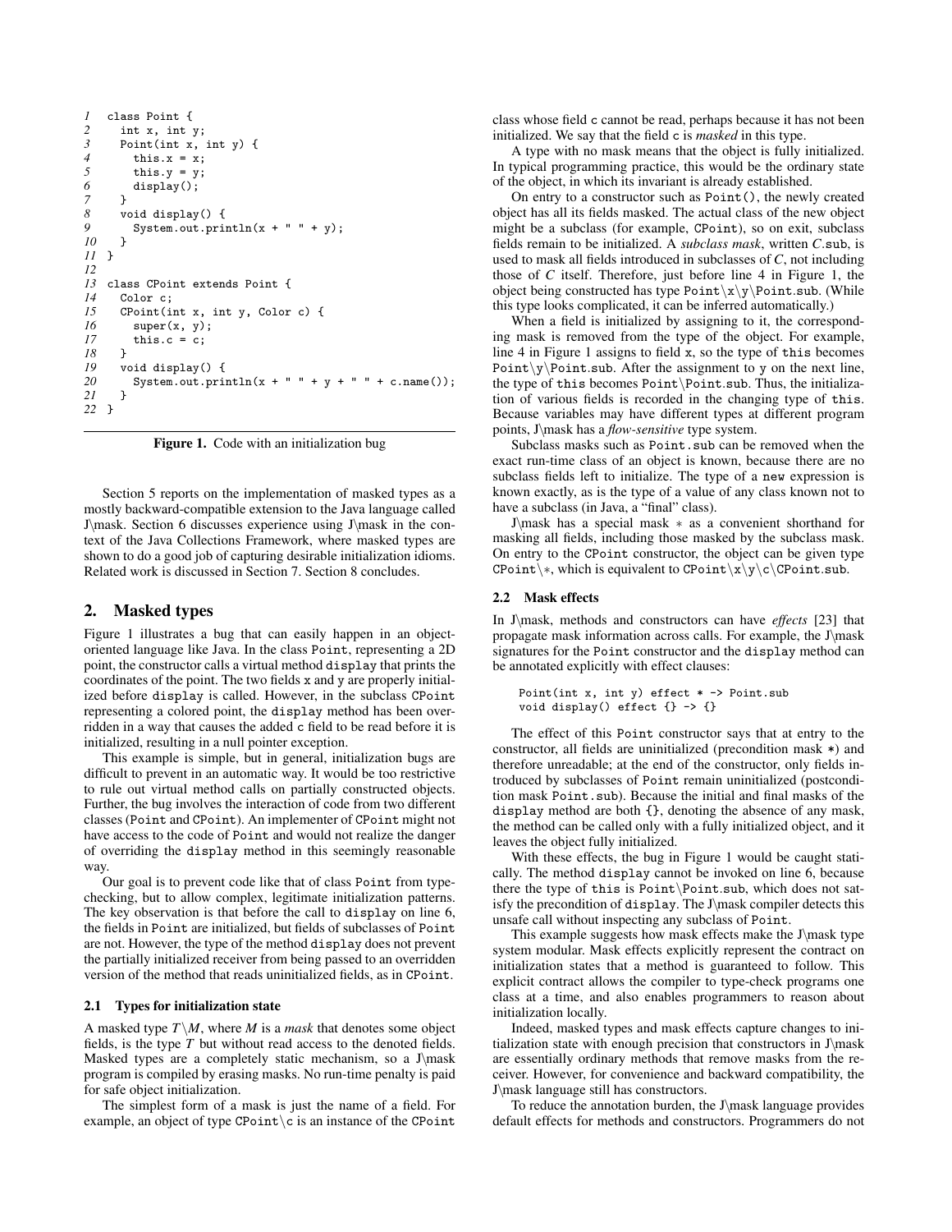```
1  class Point {
2    int x, int y;
3    Point(int x, int y) {
4      this.x = x;
5      this.y = y;
6      display();
7    }
8    void display() {
9      System.out.println(x + " " + y);
10   }
11 }
12
13 class CPoint extends Point {
14   Color c;
15   CPoint(int x, int y, Color c) {
16     super(x, y);
17     this.c = c;
18   }
19   void display() {
20     System.out.println(x + " " + y + " " + c.name());
21   }
22 }
```

**Figure 1.** Code with an initialization bug

Section 5 reports on the implementation of masked types as a mostly backward-compatible extension to the Java language called J\mask. Section 6 discusses experience using J\mask in the context of the Java Collections Framework, where masked types are shown to do a good job of capturing desirable initialization idioms. Related work is discussed in Section 7. Section 8 concludes.

## 2. Masked types

Figure 1 illustrates a bug that can easily happen in an object-oriented language like Java. In the class `Point`, representing a 2D point, the constructor calls a virtual method `display` that prints the coordinates of the point. The two fields `x` and `y` are properly initialized before `display` is called. However, in the subclass `CPoint` representing a colored point, the `display` method has been overridden in a way that causes the added `c` field to be read before it is initialized, resulting in a null pointer exception.

This example is simple, but in general, initialization bugs are difficult to prevent in an automatic way. It would be too restrictive to rule out virtual method calls on partially constructed objects. Further, the bug involves the interaction of code from two different classes (`Point` and `CPoint`). An implementer of `CPoint` might not have access to the code of `Point` and would not realize the danger of overriding the `display` method in this seemingly reasonable way.

Our goal is to prevent code like that of class `Point` from type-checking, but to allow complex, legitimate initialization patterns. The key observation is that before the call to `display` on line 6, the fields in `Point` are initialized, but fields of subclasses of `Point` are not. However, the type of the method `display` does not prevent the partially initialized receiver from being passed to an overridden version of the method that reads uninitialized fields, as in `CPoint`.

### 2.1 Types for initialization state

A masked type $T\backslash M$, where $M$ is a *mask* that denotes some object fields, is the type $T$ but without read access to the denoted fields. Masked types are a completely static mechanism, so a J\mask program is compiled by erasing masks. No run-time penalty is paid for safe object initialization.

The simplest form of a mask is just the name of a field. For example, an object of type `CPoint\c` is an instance of the `CPoint` class whose field `c` cannot be read, perhaps because it has not been initialized. We say that the field `c` is *masked* in this type.

A type with no mask means that the object is fully initialized. In typical programming practice, this would be the ordinary state of the object, in which its invariant is already established.

On entry to a constructor such as `Point()`, the newly created object has all its fields masked. The actual class of the new object might be a subclass (for example, `CPoint`), so on exit, subclass fields remain to be initialized. A *subclass mask*, written *C*.`sub`, is used to mask all fields introduced in subclasses of *C*, not including those of *C* itself. Therefore, just before line 4 in Figure 1, the object being constructed has type `Point\x\y\Point.sub`. (While this type looks complicated, it can be inferred automatically.)

When a field is initialized by assigning to it, the corresponding mask is removed from the type of the object. For example, line 4 in Figure 1 assigns to field `x`, so the type of `this` becomes `Point\y\Point.sub`. After the assignment to `y` on the next line, the type of `this` becomes `Point\Point.sub`. Thus, the initialization of various fields is recorded in the changing type of `this`. Because variables may have different types at different program points, J\mask has a *flow-sensitive* type system.

Subclass masks such as `Point.sub` can be removed when the exact run-time class of an object is known, because there are no subclass fields left to initialize. The type of a `new` expression is known exactly, as is the type of a value of any class known not to have a subclass (in Java, a "final" class).

J\mask has a special mask $*$ as a convenient shorthand for masking all fields, including those masked by the subclass mask. On entry to the `CPoint` constructor, the object can be given type `CPoint\*`, which is equivalent to `CPoint\x\y\c\CPoint.sub`.

### 2.2 Mask effects

In J\mask, methods and constructors can have *effects* [23] that propagate mask information across calls. For example, the J\mask signatures for the `Point` constructor and the `display` method can be annotated explicitly with effect clauses:

```
Point(int x, int y) effect * -> Point.sub
void display() effect {} -> {}
```

The effect of this `Point` constructor says that at entry to the constructor, all fields are uninitialized (precondition mask `*`) and therefore unreadable; at the end of the constructor, only fields introduced by subclasses of `Point` remain uninitialized (postcondition mask `Point.sub`). Because the initial and final masks of the `display` method are both `{}`, denoting the absence of any mask, the method can be called only with a fully initialized object, and it leaves the object fully initialized.

With these effects, the bug in Figure 1 would be caught statically. The method `display` cannot be invoked on line 6, because there the type of `this` is `Point\Point.sub`, which does not satisfy the precondition of `display`. The J\mask compiler detects this unsafe call without inspecting any subclass of `Point`.

This example suggests how mask effects make the J\mask type system modular. Mask effects explicitly represent the contract on initialization states that a method is guaranteed to follow. This explicit contract allows the compiler to type-check programs one class at a time, and also enables programmers to reason about initialization locally.

Indeed, masked types and mask effects capture changes to initialization state with enough precision that constructors in J\mask are essentially ordinary methods that remove masks from the receiver. However, for convenience and backward compatibility, the J\mask language still has constructors.

To reduce the annotation burden, the J\mask language provides default effects for methods and constructors. Programmers do not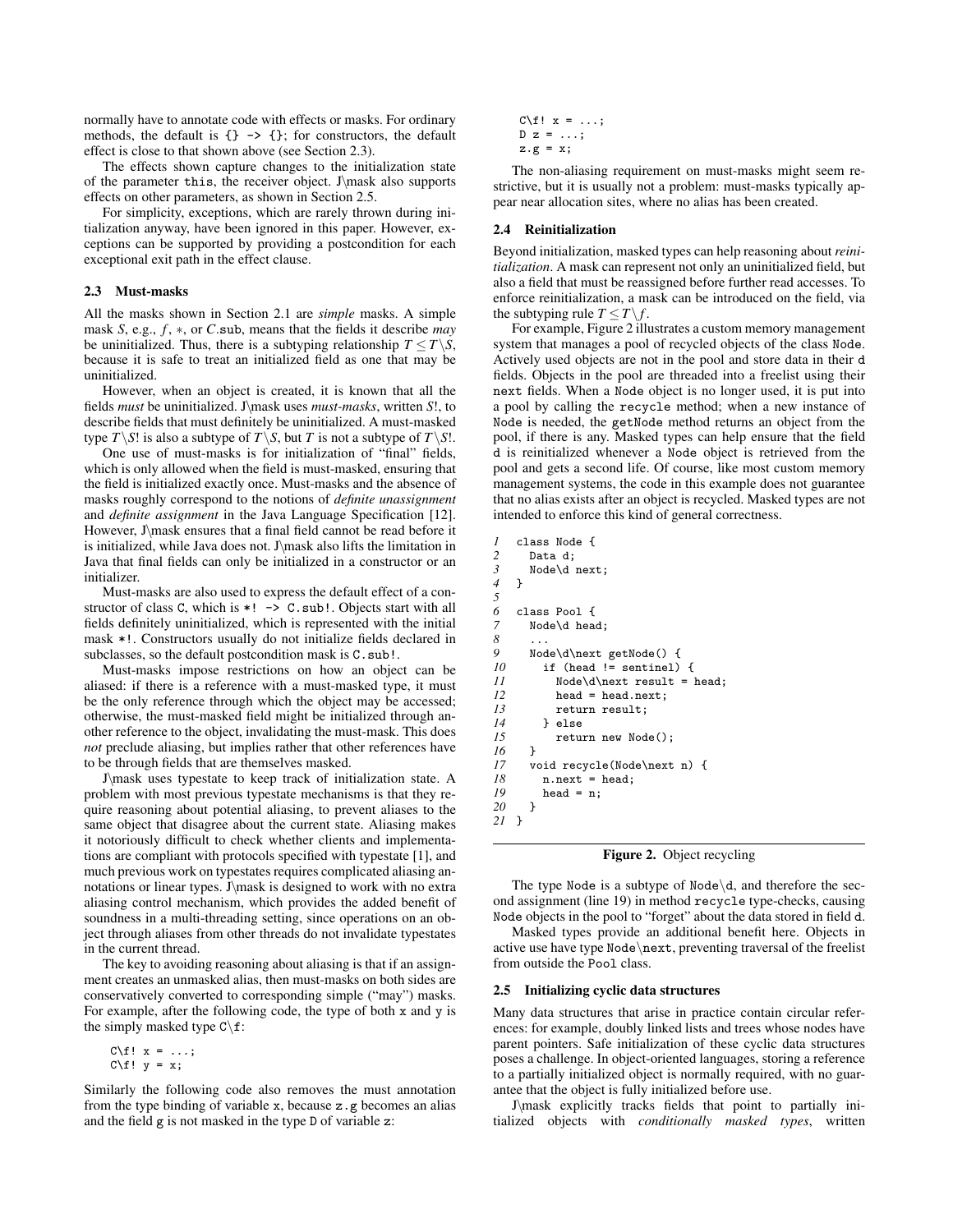normally have to annotate code with effects or masks. For ordinary methods, the default is `{} -> {}`; for constructors, the default effect is close to that shown above (see Section 2.3).

The effects shown capture changes to the initialization state of the parameter `this`, the receiver object. J\mask also supports effects on other parameters, as shown in Section 2.5.

For simplicity, exceptions, which are rarely thrown during initialization anyway, have been ignored in this paper. However, exceptions can be supported by providing a postcondition for each exceptional exit path in the effect clause.

### 2.3 Must-masks

All the masks shown in Section 2.1 are *simple* masks. A simple mask $S$, e.g., $f$, $*$, or $C$.`sub`, means that the fields it describe *may* be uninitialized. Thus, there is a subtyping relationship $T \leq T \backslash S$, because it is safe to treat an initialized field as one that may be uninitialized.

However, when an object is created, it is known that all the fields *must* be uninitialized. J\mask uses *must-masks*, written $S!$, to describe fields that must definitely be uninitialized. A must-masked type $T \backslash S!$ is also a subtype of $T \backslash S$, but $T$ is not a subtype of $T \backslash S!$.

One use of must-masks is for initialization of "final" fields, which is only allowed when the field is must-masked, ensuring that the field is initialized exactly once. Must-masks and the absence of masks roughly correspond to the notions of *definite unassignment* and *definite assignment* in the Java Language Specification [12]. However, J\mask ensures that a final field cannot be read before it is initialized, while Java does not. J\mask also lifts the limitation in Java that final fields can only be initialized in a constructor or an initializer.

Must-masks are also used to express the default effect of a constructor of class `C`, which is `*! -> C.sub!`. Objects start with all fields definitely uninitialized, which is represented with the initial mask `*!`. Constructors usually do not initialize fields declared in subclasses, so the default postcondition mask is `C.sub!`.

Must-masks impose restrictions on how an object can be aliased: if there is a reference with a must-masked type, it must be the only reference through which the object may be accessed; otherwise, the must-masked field might be initialized through another reference to the object, invalidating the must-mask. This does *not* preclude aliasing, but implies rather that other references have to be through fields that are themselves masked.

J\mask uses typestate to keep track of initialization state. A problem with most previous typestate mechanisms is that they require reasoning about potential aliasing, to prevent aliases to the same object that disagree about the current state. Aliasing makes it notoriously difficult to check whether clients and implementations are compliant with protocols specified with typestate [1], and much previous work on typestates requires complicated aliasing annotations or linear types. J\mask is designed to work with no extra aliasing control mechanism, which provides the added benefit of soundness in a multi-threading setting, since operations on an object through aliases from other threads do not invalidate typestates in the current thread.

The key to avoiding reasoning about aliasing is that if an assignment creates an unmasked alias, then must-masks on both sides are conservatively converted to corresponding simple ("may") masks. For example, after the following code, the type of both `x` and `y` is the simply masked type `C\f`:

```
C\f! x = ...;
C\f! y = x;
```

Similarly the following code also removes the must annotation from the type binding of variable `x`, because `z.g` becomes an alias and the field `g` is not masked in the type `D` of variable `z`:

```
C\f! x = ...;
D z = ...;
z.g = x;
```

The non-aliasing requirement on must-masks might seem restrictive, but it is usually not a problem: must-masks typically appear near allocation sites, where no alias has been created.

### 2.4 Reinitialization

Beyond initialization, masked types can help reasoning about *reinitialization*. A mask can represent not only an uninitialized field, but also a field that must be reassigned before further read accesses. To enforce reinitialization, a mask can be introduced on the field, via the subtyping rule $T \leq T \backslash f$.

For example, Figure 2 illustrates a custom memory management system that manages a pool of recycled objects of the class `Node`. Actively used objects are not in the pool and store data in their `d` fields. Objects in the pool are threaded into a freelist using their `next` fields. When a `Node` object is no longer used, it is put into a pool by calling the `recycle` method; when a new instance of `Node` is needed, the `getNode` method returns an object from the pool, if there is any. Masked types can help ensure that the field `d` is reinitialized whenever a `Node` object is retrieved from the pool and gets a second life. Of course, like most custom memory management systems, the code in this example does not guarantee that no alias exists after an object is recycled. Masked types are not intended to enforce this kind of general correctness.

```
1  class Node {
2    Data d;
3    Node\d next;
4  }
5
6  class Pool {
7    Node\d head;
8    ...
9    Node\d\next getNode() {
10     if (head != sentinel) {
11       Node\d\next result = head;
12       head = head.next;
13       return result;
14     } else
15       return new Node();
16   }
17   void recycle(Node\next n) {
18     n.next = head;
19     head = n;
20   }
21 }
```

**Figure 2.** Object recycling

The type `Node` is a subtype of `Node\d`, and therefore the second assignment (line 19) in method `recycle` type-checks, causing `Node` objects in the pool to "forget" about the data stored in field `d`.

Masked types provide an additional benefit here. Objects in active use have type `Node\next`, preventing traversal of the freelist from outside the `Pool` class.

### 2.5 Initializing cyclic data structures

Many data structures that arise in practice contain circular references: for example, doubly linked lists and trees whose nodes have parent pointers. Safe initialization of these cyclic data structures poses a challenge. In object-oriented languages, storing a reference to a partially initialized object is normally required, with no guarantee that the object is fully initialized before use.

J\mask explicitly tracks fields that point to partially initialized objects with *conditionally masked types*, written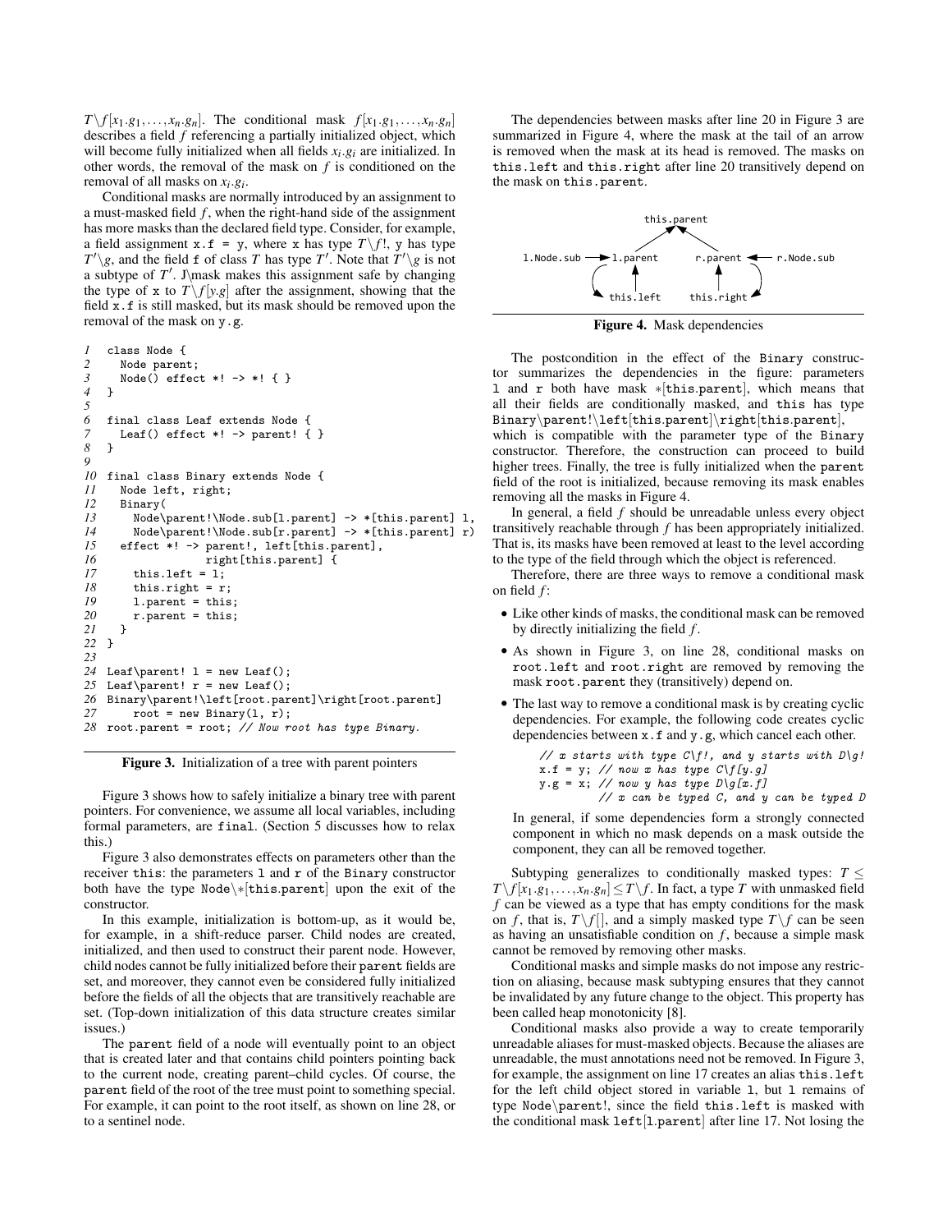$T\backslash f[x_1.g_1,\ldots,x_n.g_n]$. The conditional mask $f[x_1.g_1,\ldots,x_n.g_n]$ describes a field $f$ referencing a partially initialized object, which will become fully initialized when all fields $x_i.g_i$ are initialized. In other words, the removal of the mask on $f$ is conditioned on the removal of all masks on $x_i.g_i$.

Conditional masks are normally introduced by an assignment to a must-masked field $f$, when the right-hand side of the assignment has more masks than the declared field type. Consider, for example, a field assignment `x.f = y`, where `x` has type $T\backslash f!$, `y` has type $T'\backslash g$, and the field `f` of class $T$ has type $T'$. Note that $T'\backslash g$ is not a subtype of $T'$. J\mask makes this assignment safe by changing the type of `x` to $T\backslash f[y.g]$ after the assignment, showing that the field `x.f` is still masked, but its mask should be removed upon the removal of the mask on `y.g`.

```
1   class Node {
2     Node parent;
3     Node() effect *! -> *! { }
4   }
5
6   final class Leaf extends Node {
7     Leaf() effect *! -> parent! { }
8   }
9
10  final class Binary extends Node {
11    Node left, right;
12    Binary(
13      Node\parent!\Node.sub[l.parent] -> *[this.parent] l,
14      Node\parent!\Node.sub[r.parent] -> *[this.parent] r)
15    effect *! -> parent!, left[this.parent],
16                 right[this.parent] {
17      this.left = l;
18      this.right = r;
19      l.parent = this;
20      r.parent = this;
21    }
22  }
23
24  Leaf\parent! l = new Leaf();
25  Leaf\parent! r = new Leaf();
26  Binary\parent!\left[root.parent]\right[root.parent]
27      root = new Binary(l, r);
28  root.parent = root; // Now root has type Binary.
```

**Figure 3.** Initialization of a tree with parent pointers

Figure 3 shows how to safely initialize a binary tree with parent pointers. For convenience, we assume all local variables, including formal parameters, are `final`. (Section 5 discusses how to relax this.)

Figure 3 also demonstrates effects on parameters other than the receiver `this`: the parameters `l` and `r` of the `Binary` constructor both have the type `Node`$\backslash *$[`this.parent`] upon the exit of the constructor.

In this example, initialization is bottom-up, as it would be, for example, in a shift-reduce parser. Child nodes are created, initialized, and then used to construct their parent node. However, child nodes cannot be fully initialized before their `parent` fields are set, and moreover, they cannot even be considered fully initialized before the fields of all the objects that are transitively reachable are set. (Top-down initialization of this data structure creates similar issues.)

The `parent` field of a node will eventually point to an object that is created later and that contains child pointers pointing back to the current node, creating parent–child cycles. Of course, the `parent` field of the root of the tree must point to something special. For example, it can point to the root itself, as shown on line 28, or to a sentinel node.

The dependencies between masks after line 20 in Figure 3 are summarized in Figure 4, where the mask at the tail of an arrow is removed when the mask at its head is removed. The masks on `this.left` and `this.right` after line 20 transitively depend on the mask on `this.parent`.

```
                      this.parent
                     ↗           ↖
l.Node.sub → l.parent            r.parent ← r.Node.sub
              ↺   ↑                  ↑   ↻
              this.left          this.right
```

**Figure 4.** Mask dependencies

The postcondition in the effect of the `Binary` constructor summarizes the dependencies in the figure: parameters `l` and `r` both have mask $*$[`this.parent`], which means that all their fields are conditionally masked, and `this` has type `Binary\parent!\left[this.parent]\right[this.parent]`, which is compatible with the parameter type of the `Binary` constructor. Therefore, the construction can proceed to build higher trees. Finally, the tree is fully initialized when the `parent` field of the root is initialized, because removing its mask enables removing all the masks in Figure 4.

In general, a field $f$ should be unreadable unless every object transitively reachable through $f$ has been appropriately initialized. That is, its masks have been removed at least to the level according to the type of the field through which the object is referenced.

Therefore, there are three ways to remove a conditional mask on field $f$:

- Like other kinds of masks, the conditional mask can be removed by directly initializing the field $f$.
- As shown in Figure 3, on line 28, conditional masks on `root.left` and `root.right` are removed by removing the mask `root.parent` they (transitively) depend on.
- The last way to remove a conditional mask is by creating cyclic dependencies. For example, the following code creates cyclic dependencies between `x.f` and `y.g`, which cancel each other.

```
// x starts with type C\f!, and y starts with D\g!
x.f = y; // now x has type C\f[y.g]
y.g = x; // now y has type D\g[x.f]
         // x can be typed C, and y can be typed D
```

In general, if some dependencies form a strongly connected component in which no mask depends on a mask outside the component, they can all be removed together.

Subtyping generalizes to conditionally masked types: $T \leq T\backslash f[x_1.g_1,\ldots,x_n.g_n] \leq T\backslash f$. In fact, a type $T$ with unmasked field $f$ can be viewed as a type that has empty conditions for the mask on $f$, that is, $T\backslash f[]$, and a simply masked type $T\backslash f$ can be seen as having an unsatisfiable condition on $f$, because a simple mask cannot be removed by removing other masks.

Conditional masks and simple masks do not impose any restriction on aliasing, because mask subtyping ensures that they cannot be invalidated by any future change to the object. This property has been called heap monotonicity [8].

Conditional masks also provide a way to create temporarily unreadable aliases for must-masked objects. Because the aliases are unreadable, the must annotations need not be removed. In Figure 3, for example, the assignment on line 17 creates an alias `this.left` for the left child object stored in variable `l`, but `l` remains of type `Node\parent!`, since the field `this.left` is masked with the conditional mask `left[l.parent]` after line 17. Not losing the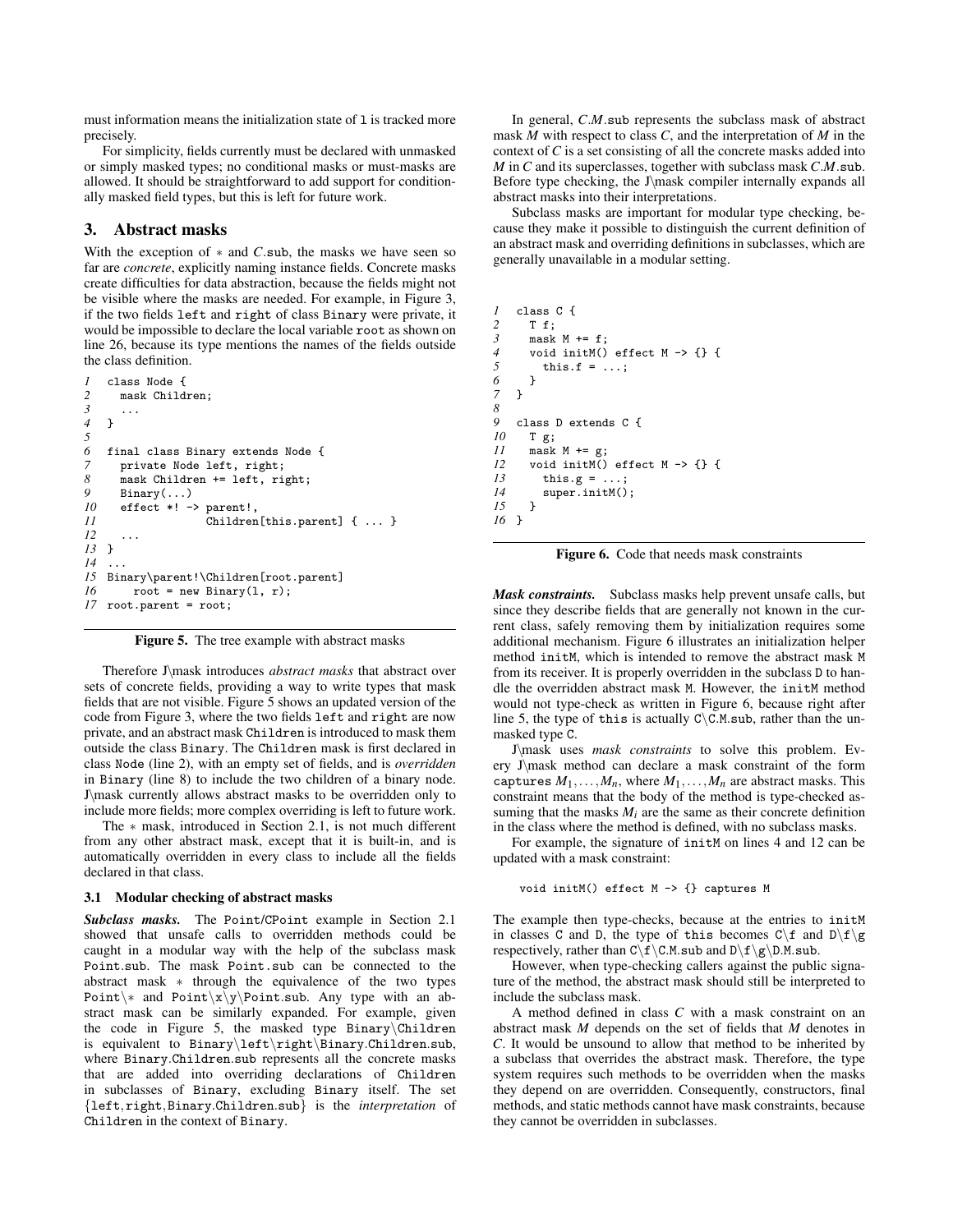must information means the initialization state of l is tracked more precisely.

For simplicity, fields currently must be declared with unmasked or simply masked types; no conditional masks or must-masks are allowed. It should be straightforward to add support for conditionally masked field types, but this is left for future work.

## 3. Abstract masks

With the exception of $*$ and $C$.sub, the masks we have seen so far are *concrete*, explicitly naming instance fields. Concrete masks create difficulties for data abstraction, because the fields might not be visible where the masks are needed. For example, in Figure 3, if the two fields left and right of class Binary were private, it would be impossible to declare the local variable root as shown on line 26, because its type mentions the names of the fields outside the class definition.

```
1   class Node {
2     mask Children;
3     ...
4   }
5
6   final class Binary extends Node {
7     private Node left, right;
8     mask Children += left, right;
9     Binary(...)
10    effect *! -> parent!,
11                Children[this.parent] { ... }
12    ...
13  }
14  ...
15  Binary\parent!\Children[root.parent]
16      root = new Binary(l, r);
17  root.parent = root;
```

**Figure 5.** The tree example with abstract masks

Therefore J\mask introduces *abstract masks* that abstract over sets of concrete fields, providing a way to write types that mask fields that are not visible. Figure 5 shows an updated version of the code from Figure 3, where the two fields left and right are now private, and an abstract mask Children is introduced to mask them outside the class Binary. The Children mask is first declared in class Node (line 2), with an empty set of fields, and is *overridden* in Binary (line 8) to include the two children of a binary node. J\mask currently allows abstract masks to be overridden only to include more fields; more complex overriding is left to future work.

The $*$ mask, introduced in Section 2.1, is not much different from any other abstract mask, except that it is built-in, and is automatically overridden in every class to include all the fields declared in that class.

### 3.1 Modular checking of abstract masks

***Subclass masks.*** The Point/CPoint example in Section 2.1 showed that unsafe calls to overridden methods could be caught in a modular way with the help of the subclass mask Point.sub. The mask Point.sub can be connected to the abstract mask $*$ through the equivalence of the two types Point\\$*$ and Point\x\y\Point.sub. Any type with an abstract mask can be similarly expanded. For example, given the code in Figure 5, the masked type Binary\Children is equivalent to Binary\left\right\Binary.Children.sub, where Binary.Children.sub represents all the concrete masks that are added into overriding declarations of Children in subclasses of Binary, excluding Binary itself. The set {left, right, Binary.Children.sub} is the *interpretation* of Children in the context of Binary.

In general, $C.M$.sub represents the subclass mask of abstract mask $M$ with respect to class $C$, and the interpretation of $M$ in the context of $C$ is a set consisting of all the concrete masks added into $M$ in $C$ and its superclasses, together with subclass mask $C.M$.sub. Before type checking, the J\mask compiler internally expands all abstract masks into their interpretations.

Subclass masks are important for modular type checking, because they make it possible to distinguish the current definition of an abstract mask and overriding definitions in subclasses, which are generally unavailable in a modular setting.

```
1   class C {
2     T f;
3     mask M += f;
4     void initM() effect M -> {} {
5       this.f = ...;
6     }
7   }
8
9   class D extends C {
10    T g;
11    mask M += g;
12    void initM() effect M -> {} {
13      this.g = ...;
14      super.initM();
15    }
16  }
```

**Figure 6.** Code that needs mask constraints

***Mask constraints.*** Subclass masks help prevent unsafe calls, but since they describe fields that are generally not known in the current class, safely removing them by initialization requires some additional mechanism. Figure 6 illustrates an initialization helper method initM, which is intended to remove the abstract mask M from its receiver. It is properly overridden in the subclass D to handle the overridden abstract mask M. However, the initM method would not type-check as written in Figure 6, because right after line 5, the type of this is actually C\C.M.sub, rather than the unmasked type C.

J\mask uses *mask constraints* to solve this problem. Every J\mask method can declare a mask constraint of the form captures $M_1, \ldots, M_n$, where $M_1, \ldots, M_n$ are abstract masks. This constraint means that the body of the method is type-checked assuming that the masks $M_i$ are the same as their concrete definition in the class where the method is defined, with no subclass masks.

For example, the signature of initM on lines 4 and 12 can be updated with a mask constraint:

```
void initM() effect M -> {} captures M
```

The example then type-checks, because at the entries to initM in classes C and D, the type of this becomes C\f and D\f\g respectively, rather than C\f\C.M.sub and D\f\g\D.M.sub.

However, when type-checking callers against the public signature of the method, the abstract mask should still be interpreted to include the subclass mask.

A method defined in class $C$ with a mask constraint on an abstract mask $M$ depends on the set of fields that $M$ denotes in $C$. It would be unsound to allow that method to be inherited by a subclass that overrides the abstract mask. Therefore, the type system requires such methods to be overridden when the masks they depend on are overridden. Consequently, constructors, final methods, and static methods cannot have mask constraints, because they cannot be overridden in subclasses.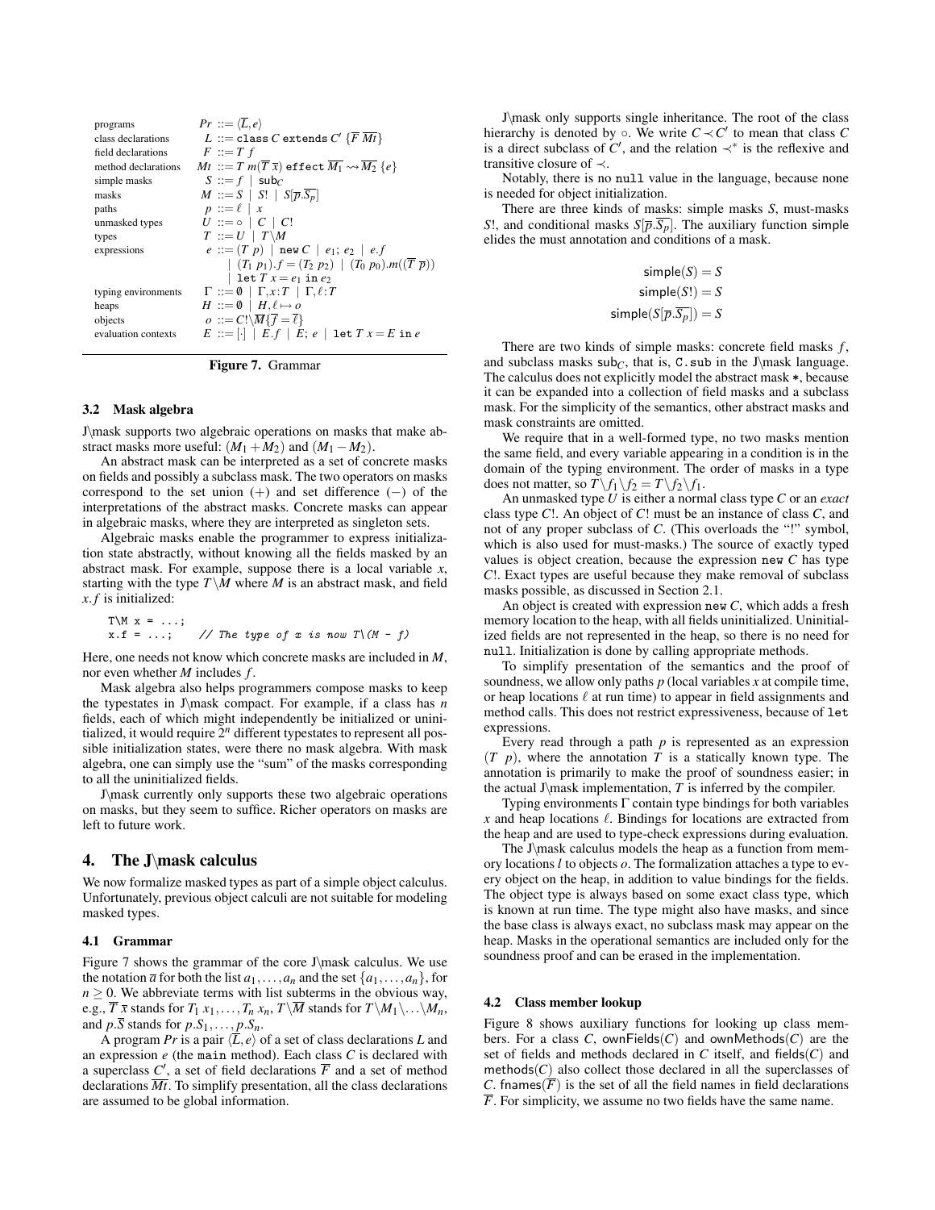| | |
|---|---|
| programs | $Pr ::= \langle \overline{L}, e \rangle$ |
| class declarations | $L ::= \texttt{class}\ C\ \texttt{extends}\ C'\ \{\overline{F}\ \overline{Mt}\}$ |
| field declarations | $F ::= T\ f$ |
| method declarations | $Mt ::= T\ m(\overline{T}\ \overline{x})\ \texttt{effect}\ \overline{M_1} \rightsquigarrow \overline{M_2}\ \{e\}$ |
| simple masks | $S ::= f \mid \mathsf{sub}_C$ |
| masks | $M ::= S \mid S! \mid S[\overline{p}.\overline{S_p}]$ |
| paths | $p ::= \ell \mid x$ |
| unmasked types | $U ::= \circ \mid C \mid C!$ |
| types | $T ::= U \mid T \backslash M$ |
| expressions | $e ::= (T\ p) \mid \texttt{new}\ C \mid e_1;\ e_2 \mid e.f$ |
| | $\mid (T_1\ p_1).f = (T_2\ p_2) \mid (T_0\ p_0).m((\overline{T}\ \overline{p}))$ |
| | $\mid \texttt{let}\ T\ x = e_1\ \texttt{in}\ e_2$ |
| typing environments | $\Gamma ::= \emptyset \mid \Gamma, x{:}T \mid \Gamma, \ell{:}T$ |
| heaps | $H ::= \emptyset \mid H, \ell \mapsto o$ |
| objects | $o ::= C! \backslash \overline{M}\{\overline{f} = \overline{\ell}\}$ |
| evaluation contexts | $E ::= [\cdot] \mid E.f \mid E;\ e \mid \texttt{let}\ T\ x = E\ \texttt{in}\ e$ |

**Figure 7.** Grammar

### 3.2 Mask algebra

J\mask supports two algebraic operations on masks that make abstract masks more useful: $(M_1 + M_2)$ and $(M_1 - M_2)$.

An abstract mask can be interpreted as a set of concrete masks on fields and possibly a subclass mask. The two operators on masks correspond to the set union $(+)$ and set difference $(-)$ of the interpretations of the abstract masks. Concrete masks can appear in algebraic masks, where they are interpreted as singleton sets.

Algebraic masks enable the programmer to express initialization state abstractly, without knowing all the fields masked by an abstract mask. For example, suppose there is a local variable $x$, starting with the type $T \backslash M$ where $M$ is an abstract mask, and field $x.f$ is initialized:

```
T\M x = ...;
x.f = ...;    // The type of x is now T\(M - f)
```

Here, one needs not know which concrete masks are included in $M$, nor even whether $M$ includes $f$.

Mask algebra also helps programmers compose masks to keep the typestates in J\mask compact. For example, if a class has $n$ fields, each of which might independently be initialized or uninitialized, it would require $2^n$ different typestates to represent all possible initialization states, were there no mask algebra. With mask algebra, one can simply use the "sum" of the masks corresponding to all the uninitialized fields.

J\mask currently only supports these two algebraic operations on masks, but they seem to suffice. Richer operators on masks are left to future work.

## 4. The J\mask calculus

We now formalize masked types as part of a simple object calculus. Unfortunately, previous object calculi are not suitable for modeling masked types.

### 4.1 Grammar

Figure 7 shows the grammar of the core J\mask calculus. We use the notation $\overline{a}$ for both the list $a_1, \ldots, a_n$ and the set $\{a_1, \ldots, a_n\}$, for $n \geq 0$. We abbreviate terms with list subterms in the obvious way, e.g., $\overline{T}\ \overline{x}$ stands for $T_1\ x_1, \ldots, T_n\ x_n$, $T \backslash \overline{M}$ stands for $T \backslash M_1 \backslash \ldots \backslash M_n$, and $p.\overline{S}$ stands for $p.S_1, \ldots, p.S_n$.

A program $Pr$ is a pair $\langle \overline{L}, e \rangle$ of a set of class declarations $L$ and an expression $e$ (the `main` method). Each class $C$ is declared with a superclass $C'$, a set of field declarations $\overline{F}$ and a set of method declarations $\overline{Mt}$. To simplify presentation, all the class declarations are assumed to be global information.

J\mask only supports single inheritance. The root of the class hierarchy is denoted by $\circ$. We write $C \prec C'$ to mean that class $C$ is a direct subclass of $C'$, and the relation $\prec^*$ is the reflexive and transitive closure of $\prec$.

Notably, there is no `null` value in the language, because none is needed for object initialization.

There are three kinds of masks: simple masks $S$, must-masks $S!$, and conditional masks $S[\overline{p}.\overline{S_p}]$. The auxiliary function $\mathsf{simple}$ elides the must annotation and conditions of a mask.

$$\mathsf{simple}(S) = S$$
$$\mathsf{simple}(S!) = S$$
$$\mathsf{simple}(S[\overline{p}.\overline{S_p}]) = S$$

There are two kinds of simple masks: concrete field masks $f$, and subclass masks $\mathsf{sub}_C$, that is, `C.sub` in the J\mask language. The calculus does not explicitly model the abstract mask `*`, because it can be expanded into a collection of field masks and a subclass mask. For the simplicity of the semantics, other abstract masks and mask constraints are omitted.

We require that in a well-formed type, no two masks mention the same field, and every variable appearing in a condition is in the domain of the typing environment. The order of masks in a type does not matter, so $T \backslash f_1 \backslash f_2 = T \backslash f_2 \backslash f_1$.

An unmasked type $U$ is either a normal class type $C$ or an *exact* class type $C!$. An object of $C!$ must be an instance of class $C$, and not of any proper subclass of $C$. (This overloads the "!" symbol, which is also used for must-masks.) The source of exactly typed values is object creation, because the expression `new` $C$ has type $C!$. Exact types are useful because they make removal of subclass masks possible, as discussed in Section 2.1.

An object is created with expression `new` $C$, which adds a fresh memory location to the heap, with all fields uninitialized. Uninitialized fields are not represented in the heap, so there is no need for `null`. Initialization is done by calling appropriate methods.

To simplify presentation of the semantics and the proof of soundness, we allow only paths $p$ (local variables $x$ at compile time, or heap locations $\ell$ at run time) to appear in field assignments and method calls. This does not restrict expressiveness, because of `let` expressions.

Every read through a path $p$ is represented as an expression $(T\ \ p)$, where the annotation $T$ is a statically known type. The annotation is primarily to make the proof of soundness easier; in the actual J\mask implementation, $T$ is inferred by the compiler.

Typing environments $\Gamma$ contain type bindings for both variables $x$ and heap locations $\ell$. Bindings for locations are extracted from the heap and are used to type-check expressions during evaluation.

The J\mask calculus models the heap as a function from memory locations $l$ to objects $o$. The formalization attaches a type to every object on the heap, in addition to value bindings for the fields. The object type is always based on some exact class type, which is known at run time. The type might also have masks, and since the base class is always exact, no subclass mask may appear on the heap. Masks in the operational semantics are included only for the soundness proof and can be erased in the implementation.

### 4.2 Class member lookup

Figure 8 shows auxiliary functions for looking up class members. For a class $C$, $\mathsf{ownFields}(C)$ and $\mathsf{ownMethods}(C)$ are the set of fields and methods declared in $C$ itself, and $\mathsf{fields}(C)$ and $\mathsf{methods}(C)$ also collect those declared in all the superclasses of $C$. $\mathsf{fnames}(\overline{F})$ is the set of all the field names in field declarations $\overline{F}$. For simplicity, we assume no two fields have the same name.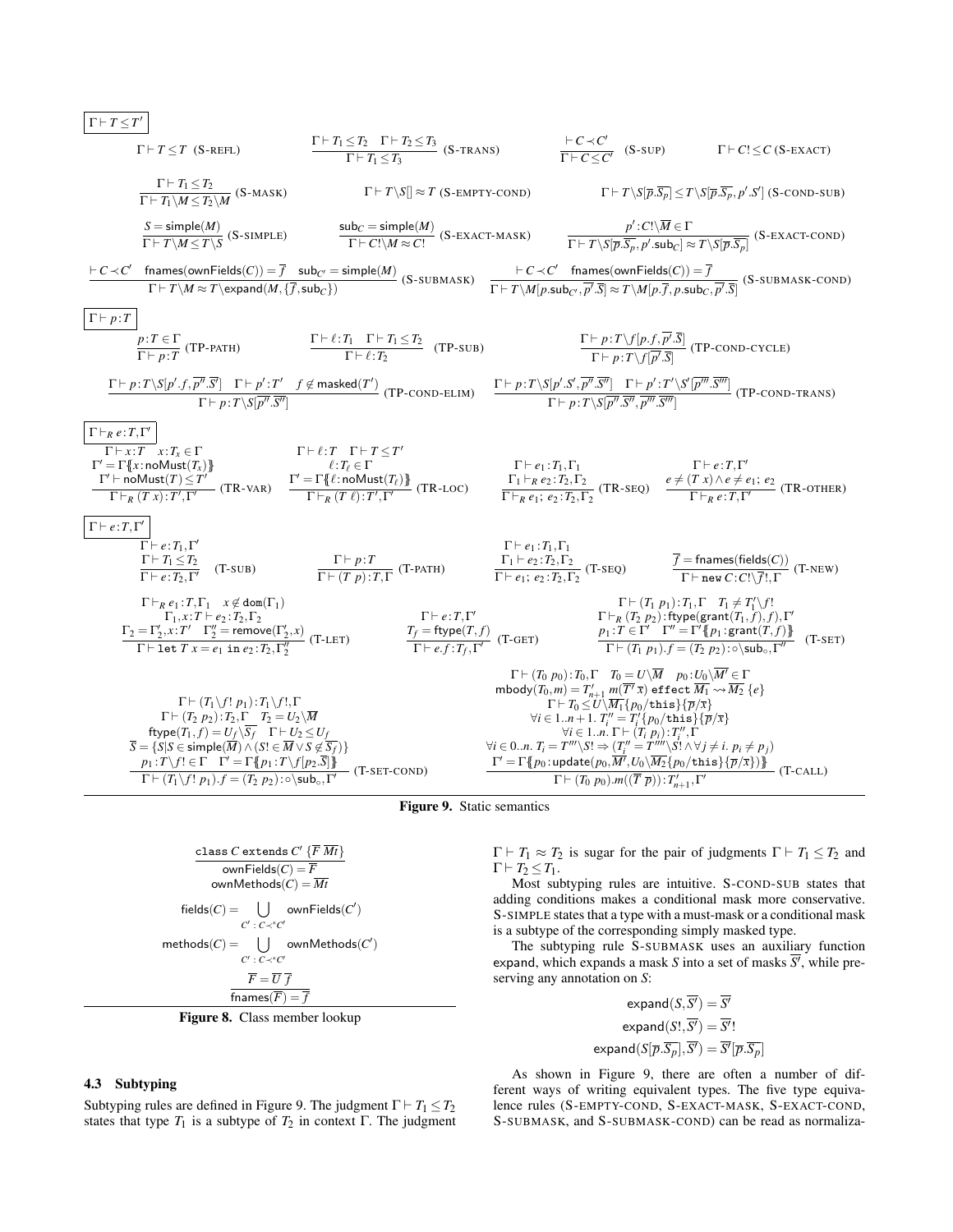$\boxed{\Gamma \vdash T \leq T'}$

$$\Gamma \vdash T \leq T \ \text{(S-REFL)} \qquad \frac{\Gamma \vdash T_1 \leq T_2 \quad \Gamma \vdash T_2 \leq T_3}{\Gamma \vdash T_1 \leq T_3} \ \text{(S-TRANS)} \qquad \frac{\vdash C \prec C'}{\Gamma \vdash C \leq C'} \ \text{(S-SUP)} \qquad \Gamma \vdash C! \leq C \ \text{(S-EXACT)}$$

$$\frac{\Gamma \vdash T_1 \leq T_2}{\Gamma \vdash T_1 \backslash M \leq T_2 \backslash M} \ \text{(S-MASK)} \qquad \Gamma \vdash T \backslash S[] \approx T \ \text{(S-EMPTY-COND)} \qquad \Gamma \vdash T \backslash S[\overline{p}.\overline{S_p}] \leq T \backslash S[\overline{p}.\overline{S_p}, p'.S'] \ \text{(S-COND-SUB)}$$

$$\frac{S = \mathsf{simple}(M)}{\Gamma \vdash T \backslash M \leq T \backslash S} \ \text{(S-SIMPLE)} \qquad \frac{\mathsf{sub}_C = \mathsf{simple}(M)}{\Gamma \vdash C! \backslash M \approx C!} \ \text{(S-EXACT-MASK)} \qquad \frac{p' : C! \backslash \overline{M} \in \Gamma}{\Gamma \vdash T \backslash S[\overline{p}.\overline{S_p}, p'.\mathsf{sub}_C] \approx T \backslash S[\overline{p}.\overline{S_p}]} \ \text{(S-EXACT-COND)}$$

$$\frac{\vdash C \prec C' \quad \mathsf{fnames}(\mathsf{ownFields}(C)) = \overline{f} \quad \mathsf{sub}_{C'} = \mathsf{simple}(M)}{\Gamma \vdash T \backslash M \approx T \backslash \mathsf{expand}(M, \{\overline{f}, \mathsf{sub}_C\})} \ \text{(S-SUBMASK)} \qquad \frac{\vdash C \prec C' \quad \mathsf{fnames}(\mathsf{ownFields}(C)) = \overline{f}}{\Gamma \vdash T \backslash M[p.\mathsf{sub}_{C'}, \overline{p'.S}] \approx T \backslash M[p.\overline{f}, p.\mathsf{sub}_C, \overline{p'.S}]} \ \text{(S-SUBMASK-COND)}$$

$\boxed{\Gamma \vdash p : T}$

$$\frac{p : T \in \Gamma}{\Gamma \vdash p : T} \ \text{(TP-PATH)} \qquad \frac{\Gamma \vdash \ell : T_1 \quad \Gamma \vdash T_1 \leq T_2}{\Gamma \vdash \ell : T_2} \ \text{(TP-SUB)} \qquad \frac{\Gamma \vdash p : T \backslash f[p.f, \overline{p'.S}]}{\Gamma \vdash p : T \backslash f[\overline{p'.S}]} \ \text{(TP-COND-CYCLE)}$$

$$\frac{\Gamma \vdash p : T \backslash S[p'.f, \overline{p''.S''}] \quad \Gamma \vdash p' : T' \quad f \notin \mathsf{masked}(T')}{\Gamma \vdash p : T \backslash S[\overline{p''.S''}]} \ \text{(TP-COND-ELIM)} \qquad \frac{\Gamma \vdash p : T \backslash S[p'.S', \overline{p''.S''}] \quad \Gamma \vdash p' : T' \backslash S'[\overline{p'''.S'''}]}{\Gamma \vdash p : T \backslash S[\overline{p''.S''}, \overline{p'''.S'''}]} \ \text{(TP-COND-TRANS)}$$

$\boxed{\Gamma \vdash_R e : T, \Gamma'}$

$$\frac{\begin{array}{c}\Gamma \vdash x : T \quad x : T_x \in \Gamma \\ \Gamma' = \Gamma\{\!\{x : \mathsf{noMust}(T_x)\}\!\} \\ \Gamma' \vdash \mathsf{noMust}(T) \leq T'\end{array}}{\Gamma \vdash_R (T\ x) : T', \Gamma'} \ \text{(TR-VAR)} \qquad \frac{\begin{array}{c}\Gamma \vdash \ell : T \quad \Gamma \vdash T \leq T' \\ \ell : T_\ell \in \Gamma \\ \Gamma' = \Gamma\{\!\{\ell : \mathsf{noMust}(T_\ell)\}\!\}\end{array}}{\Gamma \vdash_R (T\ \ell) : T', \Gamma'} \ \text{(TR-LOC)} \qquad \frac{\begin{array}{c}\Gamma \vdash e_1 : T_1, \Gamma_1 \\ \Gamma_1 \vdash_R e_2 : T_2, \Gamma_2\end{array}}{\Gamma \vdash_R e_1;\ e_2 : T_2, \Gamma_2} \ \text{(TR-SEQ)} \qquad \frac{\begin{array}{c}\Gamma \vdash e : T, \Gamma' \\ e \neq (T\ x) \wedge e \neq e_1;\ e_2\end{array}}{\Gamma \vdash_R e : T, \Gamma'} \ \text{(TR-OTHER)}$$

$\boxed{\Gamma \vdash e : T, \Gamma'}$

$$\frac{\begin{array}{c}\Gamma \vdash e : T_1, \Gamma' \\ \Gamma \vdash T_1 \leq T_2\end{array}}{\Gamma \vdash e : T_2, \Gamma'} \ \text{(T-SUB)} \qquad \frac{\Gamma \vdash p : T}{\Gamma \vdash (T\ p) : T, \Gamma} \ \text{(T-PATH)} \qquad \frac{\begin{array}{c}\Gamma \vdash e_1 : T_1, \Gamma_1 \\ \Gamma_1 \vdash e_2 : T_2, \Gamma_2\end{array}}{\Gamma \vdash e_1;\ e_2 : T_2, \Gamma_2} \ \text{(T-SEQ)} \qquad \frac{\overline{f} = \mathsf{fnames}(\mathsf{fields}(C))}{\Gamma \vdash \mathtt{new}\ C : C! \backslash \overline{f}!, \Gamma} \ \text{(T-NEW)}$$

$$\frac{\begin{array}{c}\Gamma \vdash_R e_1 : T, \Gamma_1 \quad x \notin \mathrm{dom}(\Gamma_1) \\ \Gamma_1, x : T \vdash e_2 : T_2, \Gamma_2 \\ \Gamma_2 = \Gamma_2', x : T' \quad \Gamma_2'' = \mathsf{remove}(\Gamma_2', x)\end{array}}{\Gamma \vdash \mathtt{let}\ T\ x = e_1\ \mathtt{in}\ e_2 : T_2, \Gamma_2''} \ \text{(T-LET)} \qquad \frac{\begin{array}{c}\Gamma \vdash e : T, \Gamma' \\ T_f = \mathsf{ftype}(T, f)\end{array}}{\Gamma \vdash e.f : T_f, \Gamma'} \ \text{(T-GET)} \qquad \frac{\begin{array}{c}\Gamma \vdash (T_1\ p_1) : T_1, \Gamma \quad T_1 \neq T_1' \backslash f! \\ \Gamma \vdash_R (T_2\ p_2) : \mathsf{ftype}(\mathsf{grant}(T_1, f), f), \Gamma' \\ p_1 : T \in \Gamma' \quad \Gamma'' = \Gamma'\{\!\{p_1 : \mathsf{grant}(T, f)\}\!\}\end{array}}{\Gamma \vdash (T_1\ p_1).f = (T_2\ p_2) : \circ \backslash \mathsf{sub}_\circ, \Gamma''} \ \text{(T-SET)}$$

$$\frac{\begin{array}{c}\Gamma \vdash (T_1 \backslash f!\ p_1) : T_1 \backslash f!, \Gamma \\ \Gamma \vdash (T_2\ p_2) : T_2, \Gamma \quad T_2 = U_2 \backslash \overline{M} \\ \mathsf{ftype}(T_1, f) = U_f \backslash \overline{S_f} \quad \Gamma \vdash U_2 \leq U_f \\ \overline{S} = \{S \mid S \in \mathsf{simple}(\overline{M}) \wedge (S! \in \overline{M} \vee S \notin \overline{S_f})\} \\ p_1 : T \backslash f! \in \Gamma \quad \Gamma' = \Gamma\{\!\{p_1 : T \backslash f[p_2.\overline{S}]\}\!\}\end{array}}{\Gamma \vdash (T_1 \backslash f!\ p_1).f = (T_2\ p_2) : \circ \backslash \mathsf{sub}_\circ, \Gamma'} \ \text{(T-SET-COND)}$$

$$\frac{\begin{array}{c}\Gamma \vdash (T_0\ p_0) : T_0, \Gamma \quad T_0 = U \backslash \overline{M} \quad p_0 : U_0 \backslash \overline{M'} \in \Gamma \\ \mathsf{mbody}(T_0, m) = T_{n+1}'\ m(\overline{T'}\ \overline{x})\ \mathtt{effect}\ \overline{M_1} \rightsquigarrow \overline{M_2}\ \{e\} \\ \Gamma \vdash T_0 \leq U \backslash \overline{M_1}\{p_0/\mathtt{this}\}\{\overline{p}/\overline{x}\} \\ \forall i \in 1..n+1.\ T_i'' = T_i'\{p_0/\mathtt{this}\}\{\overline{p}/\overline{x}\} \\ \forall i \in 1..n.\ \Gamma \vdash (T_i\ p_i) : T_i'', \Gamma \\ \forall i \in 0..n.\ T_i = T''' \backslash S! \Rightarrow (T_i'' = T'''' \backslash S! \wedge \forall j \neq i.\ p_i \neq p_j) \\ \Gamma' = \Gamma\{\!\{p_0 : \mathsf{update}(p_0, \overline{M'}, U_0 \backslash \overline{M_2}\{p_0/\mathtt{this}\}\{\overline{p}/\overline{x}\})\}\!\}\end{array}}{\Gamma \vdash (T_0\ p_0).m((\overline{T}\ \overline{p})) : T_{n+1}'', \Gamma'} \ \text{(T-CALL)}$$

**Figure 9.** Static semantics

$$\frac{\mathtt{class}\ C\ \mathtt{extends}\ C'\ \{\overline{F}\ \overline{Mt}\}}{\begin{array}{c}\mathsf{ownFields}(C) = \overline{F} \\ \mathsf{ownMethods}(C) = \overline{Mt}\end{array}}$$

$$\mathsf{fields}(C) = \bigcup_{C' \,:\, C \prec^* C'} \mathsf{ownFields}(C')$$

$$\mathsf{methods}(C) = \bigcup_{C' \,:\, C \prec^* C'} \mathsf{ownMethods}(C')$$

$$\frac{\overline{F} = \overline{U}\ \overline{f}}{\mathsf{fnames}(\overline{F}) = \overline{f}}$$

**Figure 8.** Class member lookup

### 4.3 Subtyping

Subtyping rules are defined in Figure 9. The judgment $\Gamma \vdash T_1 \leq T_2$ states that type $T_1$ is a subtype of $T_2$ in context $\Gamma$. The judgment $\Gamma \vdash T_1 \approx T_2$ is sugar for the pair of judgments $\Gamma \vdash T_1 \leq T_2$ and $\Gamma \vdash T_2 \leq T_1$.

Most subtyping rules are intuitive. S-COND-SUB states that adding conditions makes a conditional mask more conservative. S-SIMPLE states that a type with a must-mask or a conditional mask is a subtype of the corresponding simply masked type.

The subtyping rule S-SUBMASK uses an auxiliary function expand, which expands a mask $S$ into a set of masks $\overline{S'}$, while preserving any annotation on $S$:

$$\mathsf{expand}(S, \overline{S'}) = \overline{S'}$$

$$\mathsf{expand}(S!, \overline{S'}) = \overline{S'}!$$

$$\mathsf{expand}(S[\overline{p}.\overline{S_p}], \overline{S'}) = \overline{S'}[\overline{p}.\overline{S_p}]$$

As shown in Figure 9, there are often a number of different ways of writing equivalent types. The five type equivalence rules (S-EMPTY-COND, S-EXACT-MASK, S-EXACT-COND, S-SUBMASK, and S-SUBMASK-COND) can be read as normaliza-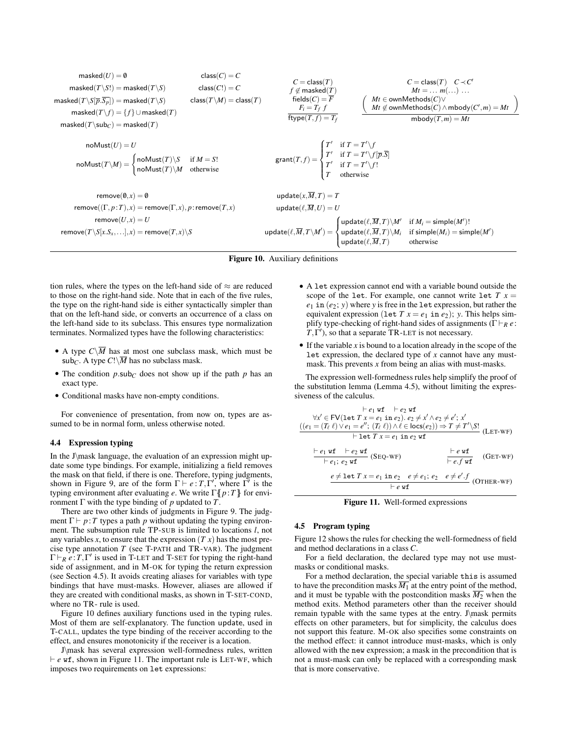$$
\begin{aligned}
\mathsf{masked}(U) &= \emptyset \\
\mathsf{masked}(T\backslash S!) &= \mathsf{masked}(T\backslash S) \\
\mathsf{masked}(T\backslash S[\overline{p}.\overline{S_p}]) &= \mathsf{masked}(T\backslash S) \\
\mathsf{masked}(T\backslash f) &= \{f\} \cup \mathsf{masked}(T) \\
\mathsf{masked}(T\backslash \mathsf{sub}_C) &= \mathsf{masked}(T)
\end{aligned}
\qquad
\begin{aligned}
\mathsf{class}(C) &= C \\
\mathsf{class}(C!) &= C \\
\mathsf{class}(T\backslash M) &= \mathsf{class}(T)
\end{aligned}
$$

$$
\frac{C = \mathsf{class}(T) \quad f \notin \mathsf{masked}(T) \quad \mathsf{fields}(C) = \overline{F} \quad F_i = T_f\ f}{\mathsf{ftype}(T,f) = T_f}
\qquad
\frac{C = \mathsf{class}(T) \quad C \prec C' \quad Mt = \ldots\ m(\ldots)\ \ldots \quad \left(\begin{array}{l} Mt \in \mathsf{ownMethods}(C) \vee \\ Mt \notin \mathsf{ownMethods}(C) \wedge \mathsf{mbody}(C',m) = Mt \end{array}\right)}{\mathsf{mbody}(T,m) = Mt}
$$

$$
\begin{aligned}
\mathsf{noMust}(U) &= U \\
\mathsf{noMust}(T\backslash M) &= \begin{cases} \mathsf{noMust}(T)\backslash S & \text{if } M = S! \\ \mathsf{noMust}(T)\backslash M & \text{otherwise} \end{cases}
\end{aligned}
\qquad
\mathsf{grant}(T,f) = \begin{cases} T' & \text{if } T = T'\backslash f \\ T' & \text{if } T = T'\backslash f[\overline{p}.\overline{S}] \\ T' & \text{if } T = T'\backslash f! \\ T & \text{otherwise} \end{cases}
$$

$$
\begin{aligned}
\mathsf{remove}(\emptyset,x) &= \emptyset \\
\mathsf{remove}((\Gamma,p\!:\!T),x) &= \mathsf{remove}(\Gamma,x), p\!:\!\mathsf{remove}(T,x) \\
\mathsf{remove}(U,x) &= U \\
\mathsf{remove}(T\backslash S[x.S_x,\ldots],x) &= \mathsf{remove}(T,x)\backslash S
\end{aligned}
\qquad
\begin{aligned}
\mathsf{update}(x,\overline{M},T) &= T \\
\mathsf{update}(\ell,\overline{M},U) &= U \\
\mathsf{update}(\ell,\overline{M},T\backslash M') &= \begin{cases} \mathsf{update}(\ell,\overline{M},T)\backslash M' & \text{if } M_i = \mathsf{simple}(M')! \\ \mathsf{update}(\ell,\overline{M},T)\backslash M_i & \text{if } \mathsf{simple}(M_i) = \mathsf{simple}(M') \\ \mathsf{update}(\ell,\overline{M},T) & \text{otherwise} \end{cases}
\end{aligned}
$$

**Figure 10.** Auxiliary definitions

tion rules, where the types on the left-hand side of $\approx$ are reduced to those on the right-hand side. Note that in each of the five rules, the type on the right-hand side is either syntactically simpler than that on the left-hand side, or converts an occurrence of a class on the left-hand side to its subclass. This ensures type normalization terminates. Normalized types have the following characteristics:

- A type $C\backslash\overline{M}$ has at most one subclass mask, which must be $\mathsf{sub}_C$. A type $C!\backslash\overline{M}$ has no subclass mask.
- The condition $p.\mathsf{sub}_C$ does not show up if the path $p$ has an exact type.
- Conditional masks have non-empty conditions.

For convenience of presentation, from now on, types are assumed to be in normal form, unless otherwise noted.

### 4.4 Expression typing

In the J\mask language, the evaluation of an expression might update some type bindings. For example, initializing a field removes the mask on that field, if there is one. Therefore, typing judgments, shown in Figure 9, are of the form $\Gamma \vdash e : T, \Gamma'$, where $\Gamma'$ is the typing environment after evaluating $e$. We write $\Gamma\{\!\!\{p:T\}\!\!\}$ for environment $\Gamma$ with the type binding of $p$ updated to $T$.

There are two other kinds of judgments in Figure 9. The judgment $\Gamma \vdash p : T$ types a path $p$ without updating the typing environment. The subsumption rule TP-SUB is limited to locations $l$, not any variables $x$, to ensure that the expression $(T\ x)$ has the most precise type annotation $T$ (see T-PATH and TR-VAR). The judgment $\Gamma \vdash_R e : T, \Gamma'$ is used in T-LET and T-SET for typing the right-hand side of assignment, and in M-OK for typing the return expression (see Section 4.5). It avoids creating aliases for variables with type bindings that have must-masks. However, aliases are allowed if they are created with conditional masks, as shown in T-SET-COND, where no TR- rule is used.

Figure 10 defines auxiliary functions used in the typing rules. Most of them are self-explanatory. The function update, used in T-CALL, updates the type binding of the receiver according to the effect, and ensures monotonicity if the receiver is a location.

J\mask has several expression well-formedness rules, written $\vdash e$ wf, shown in Figure 11. The important rule is LET-WF, which imposes two requirements on let expressions:

- A let expression cannot end with a variable bound outside the scope of the let. For example, one cannot write let $T\ x = e_1$ in $(e_2;\ y)$ where $y$ is free in the let expression, but rather the equivalent expression (let $T\ x = e_1$ in $e_2$); $y$. This helps simplify type-checking of right-hand sides of assignments ($\Gamma \vdash_R e : T, \Gamma'$), so that a separate TR-LET is not necessary.
- If the variable $x$ is bound to a location already in the scope of the let expression, the declared type of $x$ cannot have any must-mask. This prevents $x$ from being an alias with must-masks.

The expression well-formedness rules help simplify the proof of the substitution lemma (Lemma 4.5), without limiting the expressiveness of the calculus.

$$
\frac{\begin{array}{c}\vdash e_1\ \mathtt{wf} \quad \vdash e_2\ \mathtt{wf} \\ \forall x' \in \mathsf{FV}(\mathtt{let}\ T\ x = e_1\ \mathtt{in}\ e_2).\ e_2 \neq x' \wedge e_2 \neq e';\ x' \\ ((e_1 = (T_\ell\ \ell) \vee e_1 = e'';\ (T_\ell\ \ell)) \wedge \ell \in \mathsf{locs}(e_2)) \Rightarrow T \neq T'\backslash S!\end{array}}{\vdash \mathtt{let}\ T\ x = e_1\ \mathtt{in}\ e_2\ \mathtt{wf}}\ (\text{LET-WF})
$$

$$
\frac{\vdash e_1\ \mathtt{wf} \quad \vdash e_2\ \mathtt{wf}}{\vdash e_1;\ e_2\ \mathtt{wf}}\ (\text{SEQ-WF})
\qquad
\frac{\vdash e\ \mathtt{wf}}{\vdash e.f\ \mathtt{wf}}\ (\text{GET-WF})
$$

$$
\frac{e \neq \mathtt{let}\ T\ x = e_1\ \mathtt{in}\ e_2 \quad e \neq e_1;\ e_2 \quad e \neq e'.f}{\vdash e\ \mathtt{wf}}\ (\text{OTHER-WF})
$$

**Figure 11.** Well-formed expressions

### 4.5 Program typing

Figure 12 shows the rules for checking the well-formedness of field and method declarations in a class $C$.

For a field declaration, the declared type may not use must-masks or conditional masks.

For a method declaration, the special variable this is assumed to have the precondition masks $\overline{M_1}$ at the entry point of the method, and it must be typable with the postcondition masks $\overline{M_2}$ when the method exits. Method parameters other than the receiver should remain typable with the same types at the entry. J\mask permits effects on other parameters, but for simplicity, the calculus does not support this feature. M-OK also specifies some constraints on the method effect: it cannot introduce must-masks, which is only allowed with the new expression; a mask in the precondition that is not a must-mask can only be replaced with a corresponding mask that is more conservative.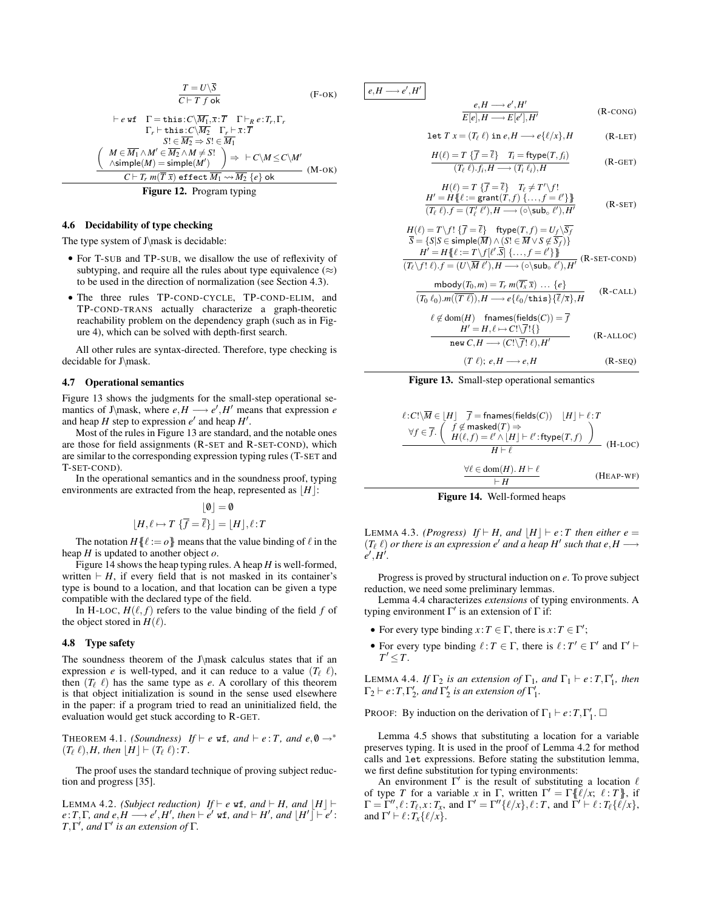$$\frac{T = U\backslash\overline{S}}{C \vdash T\ f\ \mathsf{ok}} \quad \text{(F-OK)}$$

$$\frac{\begin{array}{c}\vdash e\ \mathtt{wf} \quad \Gamma = \mathtt{this}{:}C\backslash\overline{M_1}, \overline{x}{:}\overline{T} \quad \Gamma \vdash_R e{:}T_r, \Gamma_r \\ \Gamma_r \vdash \mathtt{this}{:}C\backslash\overline{M_2} \quad \Gamma_r \vdash \overline{x}{:}\overline{T} \\ S! \in \overline{M_2} \Rightarrow S! \in \overline{M_1} \\ \left(\begin{array}{c} M \in \overline{M_1} \wedge M' \in \overline{M_2} \wedge M \neq S! \\ \wedge \mathsf{simple}(M) = \mathsf{simple}(M') \end{array}\right) \Rightarrow\ \vdash C\backslash M \leq C\backslash M'\end{array}}{C \vdash T_r\ m(\overline{T}\ \overline{x})\ \mathtt{effect}\ \overline{M_1} \rightsquigarrow \overline{M_2}\ \{e\}\ \mathsf{ok}} \quad \text{(M-OK)}$$

**Figure 12.** Program typing

### 4.6 Decidability of type checking

The type system of J\mask is decidable:

- For T-SUB and TP-SUB, we disallow the use of reflexivity of subtyping, and require all the rules about type equivalence ($\approx$) to be used in the direction of normalization (see Section 4.3).
- The three rules TP-COND-CYCLE, TP-COND-ELIM, and TP-COND-TRANS actually characterize a graph-theoretic reachability problem on the dependency graph (such as in Figure 4), which can be solved with depth-first search.

All other rules are syntax-directed. Therefore, type checking is decidable for J\mask.

### 4.7 Operational semantics

Figure 13 shows the judgments for the small-step operational semantics of J\mask, where $e, H \longrightarrow e', H'$ means that expression $e$ and heap $H$ step to expression $e'$ and heap $H'$.

Most of the rules in Figure 13 are standard, and the notable ones are those for field assignments (R-SET and R-SET-COND), which are similar to the corresponding expression typing rules (T-SET and T-SET-COND).

In the operational semantics and in the soundness proof, typing environments are extracted from the heap, represented as $\lfloor H \rfloor$:

$$\lfloor \emptyset \rfloor = \emptyset$$

$$\lfloor H, \ell \mapsto T\ \{\overline{f} = \overline{\ell}\} \rfloor = \lfloor H \rfloor, \ell{:}T$$

The notation $H\{\!\{\ell := o\}\!\}$ means that the value binding of $\ell$ in the heap $H$ is updated to another object $o$.

Figure 14 shows the heap typing rules. A heap $H$ is well-formed, written $\vdash H$, if every field that is not masked in its container's type is bound to a location, and that location can be given a type compatible with the declared type of the field.

In H-LOC, $H(\ell, f)$ refers to the value binding of the field $f$ of the object stored in $H(\ell)$.

### 4.8 Type safety

The soundness theorem of the J\mask calculus states that if an expression $e$ is well-typed, and it can reduce to a value $(T_\ell\ \ell)$, then $(T_\ell\ \ell)$ has the same type as $e$. A corollary of this theorem is that object initialization is sound in the sense used elsewhere in the paper: if a program tried to read an uninitialized field, the evaluation would get stuck according to R-GET.

THEOREM 4.1. *(Soundness) If $\vdash e$ $\mathtt{wf}$, and $\vdash e : T$, and $e, \emptyset \rightarrow^* (T_\ell\ \ell), H$, then $\lfloor H \rfloor \vdash (T_\ell\ \ell) : T$.*

The proof uses the standard technique of proving subject reduction and progress [35].

LEMMA 4.2. *(Subject reduction) If $\vdash e$ $\mathtt{wf}$, and $\vdash H$, and $\lfloor H \rfloor \vdash e : T, \Gamma$, and $e, H \longrightarrow e', H'$, then $\vdash e'$ $\mathtt{wf}$, and $\vdash H'$, and $\lfloor H' \rfloor \vdash e' : T, \Gamma'$, and $\Gamma'$ is an extension of $\Gamma$.*

$\boxed{e, H \longrightarrow e', H'}$

$$\frac{e, H \longrightarrow e', H'}{E[e], H \longrightarrow E[e'], H'} \quad \text{(R-CONG)}$$

$$\mathtt{let}\ T\ x = (T_\ell\ \ell)\ \mathtt{in}\ e, H \longrightarrow e\{\ell/x\}, H \quad \text{(R-LET)}$$

$$\frac{H(\ell) = T\ \{\overline{f} = \overline{\ell}\} \quad T_i = \mathsf{ftype}(T, f_i)}{(T_\ell\ \ell).f_i, H \longrightarrow (T_i\ \ell_i), H} \quad \text{(R-GET)}$$

$$\frac{\begin{array}{c} H(\ell) = T\ \{\overline{f} = \overline{\ell}\} \quad T_\ell \neq T'\backslash f! \\ H' = H\{\!\{\ell := \mathsf{grant}(T, f)\ \{\ldots, f = \ell'\}\}\!\} \end{array}}{(T_\ell\ \ell).f = (T'_\ell\ \ell'), H \longrightarrow (\circ\backslash \mathsf{sub}_\circ\ \ell'), H'} \quad \text{(R-SET)}$$

$$\frac{\begin{array}{c} H(\ell) = T\backslash f!\ \{\overline{f} = \overline{\ell}\} \quad \mathsf{ftype}(T, f) = U_f\backslash\overline{S_f} \\ \overline{S} = \{S | S \in \mathsf{simple}(\overline{M}) \wedge (S! \in \overline{M} \vee S \notin \overline{S_f})\} \\ H' = H\{\!\{\ell := T\backslash f[\ell'.\overline{S}]\ \{\ldots, f = \ell'\}\}\!\} \end{array}}{(T_\ell\backslash f!\ \ell).f = (U\backslash\overline{M}\ \ell'), H \longrightarrow (\circ\backslash \mathsf{sub}_\circ\ \ell'), H'} \quad \text{(R-SET-COND)}$$

$$\frac{\mathsf{mbody}(T_0, m) = T_r\ m(\overline{T_x}\ \overline{x})\ \ldots\ \{e\}}{(T_0\ \ell_0).m(\overline{(T\ \ell)}), H \longrightarrow e\{\ell_0/\mathtt{this}\}\{\overline{\ell}/\overline{x}\}, H} \quad \text{(R-CALL)}$$

$$\frac{\begin{array}{c} \ell \notin \mathrm{dom}(H) \quad \mathsf{fnames}(\mathsf{fields}(C)) = \overline{f} \\ H' = H, \ell \mapsto C!\backslash\overline{f}!\{\} \end{array}}{\mathtt{new}\ C, H \longrightarrow (C!\backslash\overline{f}!\ \ell), H'} \quad \text{(R-ALLOC)}$$

$$(T\ \ell);\ e, H \longrightarrow e, H \quad \text{(R-SEQ)}$$

**Figure 13.** Small-step operational semantics

$$\frac{\begin{array}{c} \ell{:}C!\backslash\overline{M} \in \lfloor H \rfloor \quad \overline{f} = \mathsf{fnames}(\mathsf{fields}(C)) \quad \lfloor H \rfloor \vdash \ell{:}T \\ \forall f \in \overline{f}.\left(\begin{array}{c} f \notin \mathsf{masked}(T) \Rightarrow \\ H(\ell, f) = \ell' \wedge \lfloor H \rfloor \vdash \ell'{:}\mathsf{ftype}(T, f) \end{array}\right) \end{array}}{H \vdash \ell} \quad \text{(H-LOC)}$$

$$\frac{\forall \ell \in \mathrm{dom}(H).\ H \vdash \ell}{\vdash H} \quad \text{(HEAP-WF)}$$

**Figure 14.** Well-formed heaps

LEMMA 4.3. *(Progress) If $\vdash H$, and $\lfloor H \rfloor \vdash e : T$ then either $e = (T_\ell\ \ell)$ or there is an expression $e'$ and a heap $H'$ such that $e, H \longrightarrow e', H'$.*

Progress is proved by structural induction on $e$. To prove subject reduction, we need some preliminary lemmas.

Lemma 4.4 characterizes *extensions* of typing environments. A typing environment $\Gamma'$ is an extension of $\Gamma$ if:

- For every type binding $x{:}T \in \Gamma$, there is $x{:}T \in \Gamma'$;
- For every type binding $\ell{:}T \in \Gamma$, there is $\ell{:}T' \in \Gamma'$ and $\Gamma' \vdash T' \leq T$.

LEMMA 4.4. *If $\Gamma_2$ is an extension of $\Gamma_1$, and $\Gamma_1 \vdash e{:}T, \Gamma'_1$, then $\Gamma_2 \vdash e{:}T, \Gamma'_2$, and $\Gamma'_2$ is an extension of $\Gamma'_1$.*

PROOF: By induction on the derivation of $\Gamma_1 \vdash e{:}T, \Gamma'_1$. $\square$

Lemma 4.5 shows that substituting a location for a variable preserves typing. It is used in the proof of Lemma 4.2 for method calls and `let` expressions. Before stating the substitution lemma, we first define substitution for typing environments:

An environment $\Gamma'$ is the result of substituting a location $\ell$ of type $T$ for a variable $x$ in $\Gamma$, written $\Gamma' = \Gamma\{\!\{\ell/x;\ \ell : T\}\!\}$, if $\Gamma = \Gamma'', \ell{:}T_\ell, x{:}T_x$, and $\Gamma' = \Gamma''\{\ell/x\}, \ell{:}T$, and $\Gamma' \vdash \ell{:}T_\ell\{\ell/x\}$, and $\Gamma' \vdash \ell{:}T_x\{\ell/x\}$.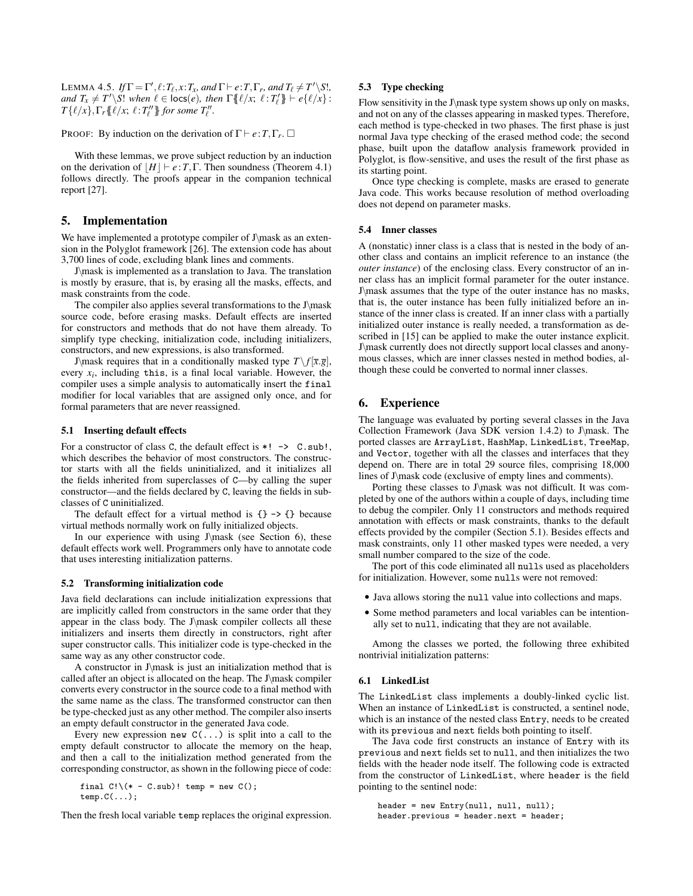LEMMA 4.5. *If* $\Gamma = \Gamma', \ell{:}T_\ell, x{:}T_x$, *and* $\Gamma \vdash e{:}T, \Gamma_r$, *and* $T_\ell \neq T'\backslash S!$, *and* $T_x \neq T'\backslash S!$ *when* $\ell \in \mathsf{locs}(e)$, *then* $\Gamma\{\!\{\ell/x;\ \ell{:}T'_\ell\}\!\} \vdash e\{\ell/x\} : T\{\ell/x\}, \Gamma_r\{\!\{\ell/x;\ \ell{:}T''_\ell\}\!\}$ *for some* $T''_\ell$.

PROOF: By induction on the derivation of $\Gamma \vdash e{:}T, \Gamma_r$. □

With these lemmas, we prove subject reduction by an induction on the derivation of $\lfloor H \rfloor \vdash e : T, \Gamma$. Then soundness (Theorem 4.1) follows directly. The proofs appear in the companion technical report [27].

# 5. Implementation

We have implemented a prototype compiler of J\mask as an extension in the Polyglot framework [26]. The extension code has about 3,700 lines of code, excluding blank lines and comments.

J\mask is implemented as a translation to Java. The translation is mostly by erasure, that is, by erasing all the masks, effects, and mask constraints from the code.

The compiler also applies several transformations to the J\mask source code, before erasing masks. Default effects are inserted for constructors and methods that do not have them already. To simplify type checking, initialization code, including initializers, constructors, and new expressions, is also transformed.

J\mask requires that in a conditionally masked type $T\backslash f[\bar{x}.\bar{g}]$, every $x_i$, including `this`, is a final local variable. However, the compiler uses a simple analysis to automatically insert the `final` modifier for local variables that are assigned only once, and for formal parameters that are never reassigned.

## 5.1 Inserting default effects

For a constructor of class C, the default effect is `*! -> C.sub!`, which describes the behavior of most constructors. The constructor starts with all the fields uninitialized, and it initializes all the fields inherited from superclasses of C—by calling the super constructor—and the fields declared by C, leaving the fields in subclasses of C uninitialized.

The default effect for a virtual method is `{} -> {}` because virtual methods normally work on fully initialized objects.

In our experience with using J\mask (see Section 6), these default effects work well. Programmers only have to annotate code that uses interesting initialization patterns.

## 5.2 Transforming initialization code

Java field declarations can include initialization expressions that are implicitly called from constructors in the same order that they appear in the class body. The J\mask compiler collects all these initializers and inserts them directly in constructors, right after super constructor calls. This initializer code is type-checked in the same way as any other constructor code.

A constructor in J\mask is just an initialization method that is called after an object is allocated on the heap. The J\mask compiler converts every constructor in the source code to a final method with the same name as the class. The transformed constructor can then be type-checked just as any other method. The compiler also inserts an empty default constructor in the generated Java code.

Every new expression `new C(...)` is split into a call to the empty default constructor to allocate the memory on the heap, and then a call to the initialization method generated from the corresponding constructor, as shown in the following piece of code:

```
final C!\(* - C.sub)! temp = new C();
temp.C(...);
```

Then the fresh local variable `temp` replaces the original expression.

## 5.3 Type checking

Flow sensitivity in the J\mask type system shows up only on masks, and not on any of the classes appearing in masked types. Therefore, each method is type-checked in two phases. The first phase is just normal Java type checking of the erased method code; the second phase, built upon the dataflow analysis framework provided in Polyglot, is flow-sensitive, and uses the result of the first phase as its starting point.

Once type checking is complete, masks are erased to generate Java code. This works because resolution of method overloading does not depend on parameter masks.

## 5.4 Inner classes

A (nonstatic) inner class is a class that is nested in the body of another class and contains an implicit reference to an instance (the *outer instance*) of the enclosing class. Every constructor of an inner class has an implicit formal parameter for the outer instance. J\mask assumes that the type of the outer instance has no masks, that is, the outer instance has been fully initialized before an instance of the inner class is created. If an inner class with a partially initialized outer instance is really needed, a transformation as described in [15] can be applied to make the outer instance explicit. J\mask currently does not directly support local classes and anonymous classes, which are inner classes nested in method bodies, although these could be converted to normal inner classes.

# 6. Experience

The language was evaluated by porting several classes in the Java Collection Framework (Java SDK version 1.4.2) to J\mask. The ported classes are `ArrayList`, `HashMap`, `LinkedList`, `TreeMap`, and `Vector`, together with all the classes and interfaces that they depend on. There are in total 29 source files, comprising 18,000 lines of J\mask code (exclusive of empty lines and comments).

Porting these classes to J\mask was not difficult. It was completed by one of the authors within a couple of days, including time to debug the compiler. Only 11 constructors and methods required annotation with effects or mask constraints, thanks to the default effects provided by the compiler (Section 5.1). Besides effects and mask constraints, only 11 other masked types were needed, a very small number compared to the size of the code.

The port of this code eliminated all `null`s used as placeholders for initialization. However, some `null`s were not removed:

- Java allows storing the `null` value into collections and maps.
- Some method parameters and local variables can be intentionally set to `null`, indicating that they are not available.

Among the classes we ported, the following three exhibited nontrivial initialization patterns:

## 6.1 LinkedList

The `LinkedList` class implements a doubly-linked cyclic list. When an instance of `LinkedList` is constructed, a sentinel node, which is an instance of the nested class `Entry`, needs to be created with its `previous` and `next` fields both pointing to itself.

The Java code first constructs an instance of `Entry` with its `previous` and `next` fields set to `null`, and then initializes the two fields with the header node itself. The following code is extracted from the constructor of `LinkedList`, where `header` is the field pointing to the sentinel node:

```
header = new Entry(null, null, null);
header.previous = header.next = header;
```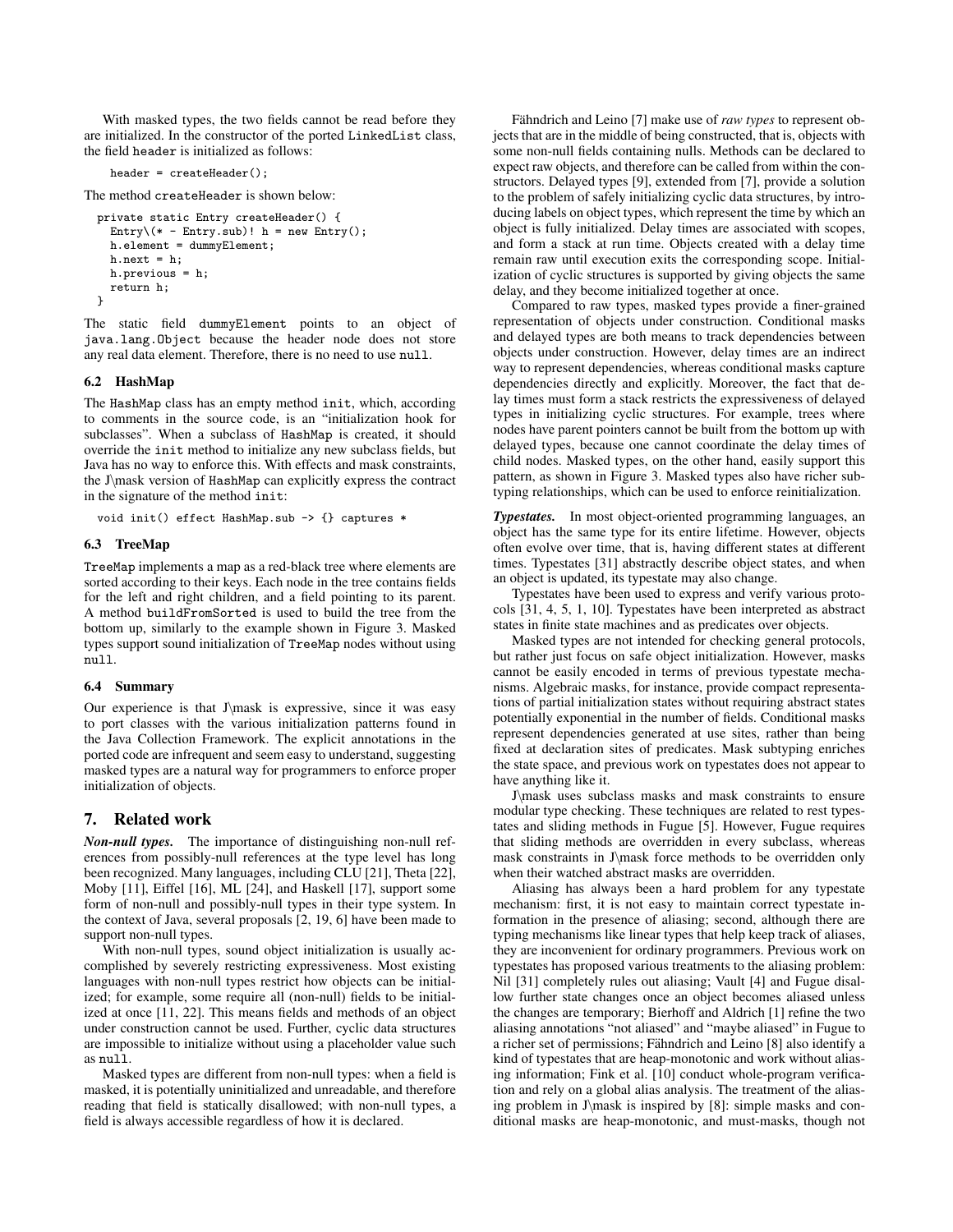With masked types, the two fields cannot be read before they are initialized. In the constructor of the ported LinkedList class, the field header is initialized as follows:

```
header = createHeader();
```

The method createHeader is shown below:

```
private static Entry createHeader() {
  Entry\(* - Entry.sub)! h = new Entry();
  h.element = dummyElement;
  h.next = h;
  h.previous = h;
  return h;
}
```

The static field dummyElement points to an object of java.lang.Object because the header node does not store any real data element. Therefore, there is no need to use null.

### 6.2 HashMap

The HashMap class has an empty method init, which, according to comments in the source code, is an "initialization hook for subclasses". When a subclass of HashMap is created, it should override the init method to initialize any new subclass fields, but Java has no way to enforce this. With effects and mask constraints, the J\mask version of HashMap can explicitly express the contract in the signature of the method init:

```
void init() effect HashMap.sub -> {} captures *
```

### 6.3 TreeMap

TreeMap implements a map as a red-black tree where elements are sorted according to their keys. Each node in the tree contains fields for the left and right children, and a field pointing to its parent. A method buildFromSorted is used to build the tree from the bottom up, similarly to the example shown in Figure 3. Masked types support sound initialization of TreeMap nodes without using null.

### 6.4 Summary

Our experience is that J\mask is expressive, since it was easy to port classes with the various initialization patterns found in the Java Collection Framework. The explicit annotations in the ported code are infrequent and seem easy to understand, suggesting masked types are a natural way for programmers to enforce proper initialization of objects.

## 7. Related work

***Non-null types.*** The importance of distinguishing non-null references from possibly-null references at the type level has long been recognized. Many languages, including CLU [21], Theta [22], Moby [11], Eiffel [16], ML [24], and Haskell [17], support some form of non-null and possibly-null types in their type system. In the context of Java, several proposals [2, 19, 6] have been made to support non-null types.

With non-null types, sound object initialization is usually accomplished by severely restricting expressiveness. Most existing languages with non-null types restrict how objects can be initialized; for example, some require all (non-null) fields to be initialized at once [11, 22]. This means fields and methods of an object under construction cannot be used. Further, cyclic data structures are impossible to initialize without using a placeholder value such as null.

Masked types are different from non-null types: when a field is masked, it is potentially uninitialized and unreadable, and therefore reading that field is statically disallowed; with non-null types, a field is always accessible regardless of how it is declared.

Fähndrich and Leino [7] make use of *raw types* to represent objects that are in the middle of being constructed, that is, objects with some non-null fields containing nulls. Methods can be declared to expect raw objects, and therefore can be called from within the constructors. Delayed types [9], extended from [7], provide a solution to the problem of safely initializing cyclic data structures, by introducing labels on object types, which represent the time by which an object is fully initialized. Delay times are associated with scopes, and form a stack at run time. Objects created with a delay time remain raw until execution exits the corresponding scope. Initialization of cyclic structures is supported by giving objects the same delay, and they become initialized together at once.

Compared to raw types, masked types provide a finer-grained representation of objects under construction. Conditional masks and delayed types are both means to track dependencies between objects under construction. However, delay times are an indirect way to represent dependencies, whereas conditional masks capture dependencies directly and explicitly. Moreover, the fact that delay times must form a stack restricts the expressiveness of delayed types in initializing cyclic structures. For example, trees where nodes have parent pointers cannot be built from the bottom up with delayed types, because one cannot coordinate the delay times of child nodes. Masked types, on the other hand, easily support this pattern, as shown in Figure 3. Masked types also have richer subtyping relationships, which can be used to enforce reinitialization.

***Typestates.*** In most object-oriented programming languages, an object has the same type for its entire lifetime. However, objects often evolve over time, that is, having different states at different times. Typestates [31] abstractly describe object states, and when an object is updated, its typestate may also change.

Typestates have been used to express and verify various protocols [31, 4, 5, 1, 10]. Typestates have been interpreted as abstract states in finite state machines and as predicates over objects.

Masked types are not intended for checking general protocols, but rather just focus on safe object initialization. However, masks cannot be easily encoded in terms of previous typestate mechanisms. Algebraic masks, for instance, provide compact representations of partial initialization states without requiring abstract states potentially exponential in the number of fields. Conditional masks represent dependencies generated at use sites, rather than being fixed at declaration sites of predicates. Mask subtyping enriches the state space, and previous work on typestates does not appear to have anything like it.

J\mask uses subclass masks and mask constraints to ensure modular type checking. These techniques are related to rest typestates and sliding methods in Fugue [5]. However, Fugue requires that sliding methods are overridden in every subclass, whereas mask constraints in J\mask force methods to be overridden only when their watched abstract masks are overridden.

Aliasing has always been a hard problem for any typestate mechanism: first, it is not easy to maintain correct typestate information in the presence of aliasing; second, although there are typing mechanisms like linear types that help keep track of aliases, they are inconvenient for ordinary programmers. Previous work on typestates has proposed various treatments to the aliasing problem: Nil [31] completely rules out aliasing; Vault [4] and Fugue disallow further state changes once an object becomes aliased unless the changes are temporary; Bierhoff and Aldrich [1] refine the two aliasing annotations "not aliased" and "maybe aliased" in Fugue to a richer set of permissions; Fähndrich and Leino [8] also identify a kind of typestates that are heap-monotonic and work without aliasing information; Fink et al. [10] conduct whole-program verification and rely on a global alias analysis. The treatment of the aliasing problem in J\mask is inspired by [8]: simple masks and conditional masks are heap-monotonic, and must-masks, though not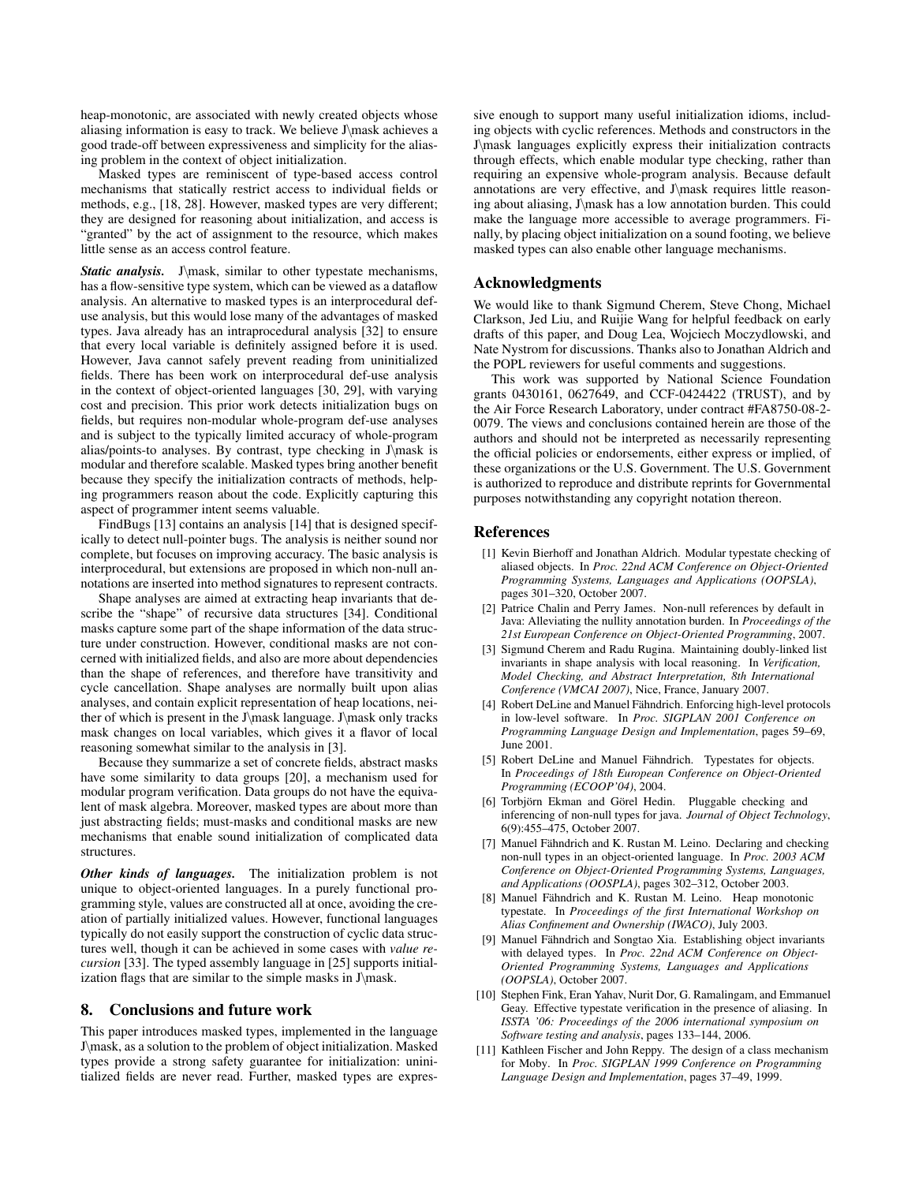heap-monotonic, are associated with newly created objects whose aliasing information is easy to track. We believe J\mask achieves a good trade-off between expressiveness and simplicity for the aliasing problem in the context of object initialization.

Masked types are reminiscent of type-based access control mechanisms that statically restrict access to individual fields or methods, e.g., [18, 28]. However, masked types are very different; they are designed for reasoning about initialization, and access is "granted" by the act of assignment to the resource, which makes little sense as an access control feature.

***Static analysis.*** J\mask, similar to other typestate mechanisms, has a flow-sensitive type system, which can be viewed as a dataflow analysis. An alternative to masked types is an interprocedural def-use analysis, but this would lose many of the advantages of masked types. Java already has an intraprocedural analysis [32] to ensure that every local variable is definitely assigned before it is used. However, Java cannot safely prevent reading from uninitialized fields. There has been work on interprocedural def-use analysis in the context of object-oriented languages [30, 29], with varying cost and precision. This prior work detects initialization bugs on fields, but requires non-modular whole-program def-use analyses and is subject to the typically limited accuracy of whole-program alias/points-to analyses. By contrast, type checking in J\mask is modular and therefore scalable. Masked types bring another benefit because they specify the initialization contracts of methods, helping programmers reason about the code. Explicitly capturing this aspect of programmer intent seems valuable.

FindBugs [13] contains an analysis [14] that is designed specifically to detect null-pointer bugs. The analysis is neither sound nor complete, but focuses on improving accuracy. The basic analysis is interprocedural, but extensions are proposed in which non-null annotations are inserted into method signatures to represent contracts.

Shape analyses are aimed at extracting heap invariants that describe the "shape" of recursive data structures [34]. Conditional masks capture some part of the shape information of the data structure under construction. However, conditional masks are not concerned with initialized fields, and also are more about dependencies than the shape of references, and therefore have transitivity and cycle cancellation. Shape analyses are normally built upon alias analyses, and contain explicit representation of heap locations, neither of which is present in the J\mask language. J\mask only tracks mask changes on local variables, which gives it a flavor of local reasoning somewhat similar to the analysis in [3].

Because they summarize a set of concrete fields, abstract masks have some similarity to data groups [20], a mechanism used for modular program verification. Data groups do not have the equivalent of mask algebra. Moreover, masked types are about more than just abstracting fields; must-masks and conditional masks are new mechanisms that enable sound initialization of complicated data structures.

***Other kinds of languages.*** The initialization problem is not unique to object-oriented languages. In a purely functional programming style, values are constructed all at once, avoiding the creation of partially initialized values. However, functional languages typically do not easily support the construction of cyclic data structures well, though it can be achieved in some cases with *value recursion* [33]. The typed assembly language in [25] supports initialization flags that are similar to the simple masks in J\mask.

## 8. Conclusions and future work

This paper introduces masked types, implemented in the language J\mask, as a solution to the problem of object initialization. Masked types provide a strong safety guarantee for initialization: uninitialized fields are never read. Further, masked types are expressive enough to support many useful initialization idioms, including objects with cyclic references. Methods and constructors in the J\mask languages explicitly express their initialization contracts through effects, which enable modular type checking, rather than requiring an expensive whole-program analysis. Because default annotations are very effective, and J\mask requires little reasoning about aliasing, J\mask has a low annotation burden. This could make the language more accessible to average programmers. Finally, by placing object initialization on a sound footing, we believe masked types can also enable other language mechanisms.

## Acknowledgments

We would like to thank Sigmund Cherem, Steve Chong, Michael Clarkson, Jed Liu, and Ruijie Wang for helpful feedback on early drafts of this paper, and Doug Lea, Wojciech Moczydlowski, and Nate Nystrom for discussions. Thanks also to Jonathan Aldrich and the POPL reviewers for useful comments and suggestions.

This work was supported by National Science Foundation grants 0430161, 0627649, and CCF-0424422 (TRUST), and by the Air Force Research Laboratory, under contract #FA8750-08-2-0079. The views and conclusions contained herein are those of the authors and should not be interpreted as necessarily representing the official policies or endorsements, either express or implied, of these organizations or the U.S. Government. The U.S. Government is authorized to reproduce and distribute reprints for Governmental purposes notwithstanding any copyright notation thereon.

## References

[1] Kevin Bierhoff and Jonathan Aldrich. Modular typestate checking of aliased objects. In *Proc. 22nd ACM Conference on Object-Oriented Programming Systems, Languages and Applications (OOPSLA)*, pages 301–320, October 2007.

[2] Patrice Chalin and Perry James. Non-null references by default in Java: Alleviating the nullity annotation burden. In *Proceedings of the 21st European Conference on Object-Oriented Programming*, 2007.

[3] Sigmund Cherem and Radu Rugina. Maintaining doubly-linked list invariants in shape analysis with local reasoning. In *Verification, Model Checking, and Abstract Interpretation, 8th International Conference (VMCAI 2007)*, Nice, France, January 2007.

[4] Robert DeLine and Manuel Fähndrich. Enforcing high-level protocols in low-level software. In *Proc. SIGPLAN 2001 Conference on Programming Language Design and Implementation*, pages 59–69, June 2001.

[5] Robert DeLine and Manuel Fähndrich. Typestates for objects. In *Proceedings of 18th European Conference on Object-Oriented Programming (ECOOP'04)*, 2004.

[6] Torbjörn Ekman and Görel Hedin. Pluggable checking and inferencing of non-null types for java. *Journal of Object Technology*, 6(9):455–475, October 2007.

[7] Manuel Fähndrich and K. Rustan M. Leino. Declaring and checking non-null types in an object-oriented language. In *Proc. 2003 ACM Conference on Object-Oriented Programming Systems, Languages, and Applications (OOSPLA)*, pages 302–312, October 2003.

[8] Manuel Fähndrich and K. Rustan M. Leino. Heap monotonic typestate. In *Proceedings of the first International Workshop on Alias Confinement and Ownership (IWACO)*, July 2003.

[9] Manuel Fähndrich and Songtao Xia. Establishing object invariants with delayed types. In *Proc. 22nd ACM Conference on Object-Oriented Programming Systems, Languages and Applications (OOPSLA)*, October 2007.

[10] Stephen Fink, Eran Yahav, Nurit Dor, G. Ramalingam, and Emmanuel Geay. Effective typestate verification in the presence of aliasing. In *ISSTA '06: Proceedings of the 2006 international symposium on Software testing and analysis*, pages 133–144, 2006.

[11] Kathleen Fischer and John Reppy. The design of a class mechanism for Moby. In *Proc. SIGPLAN 1999 Conference on Programming Language Design and Implementation*, pages 37–49, 1999.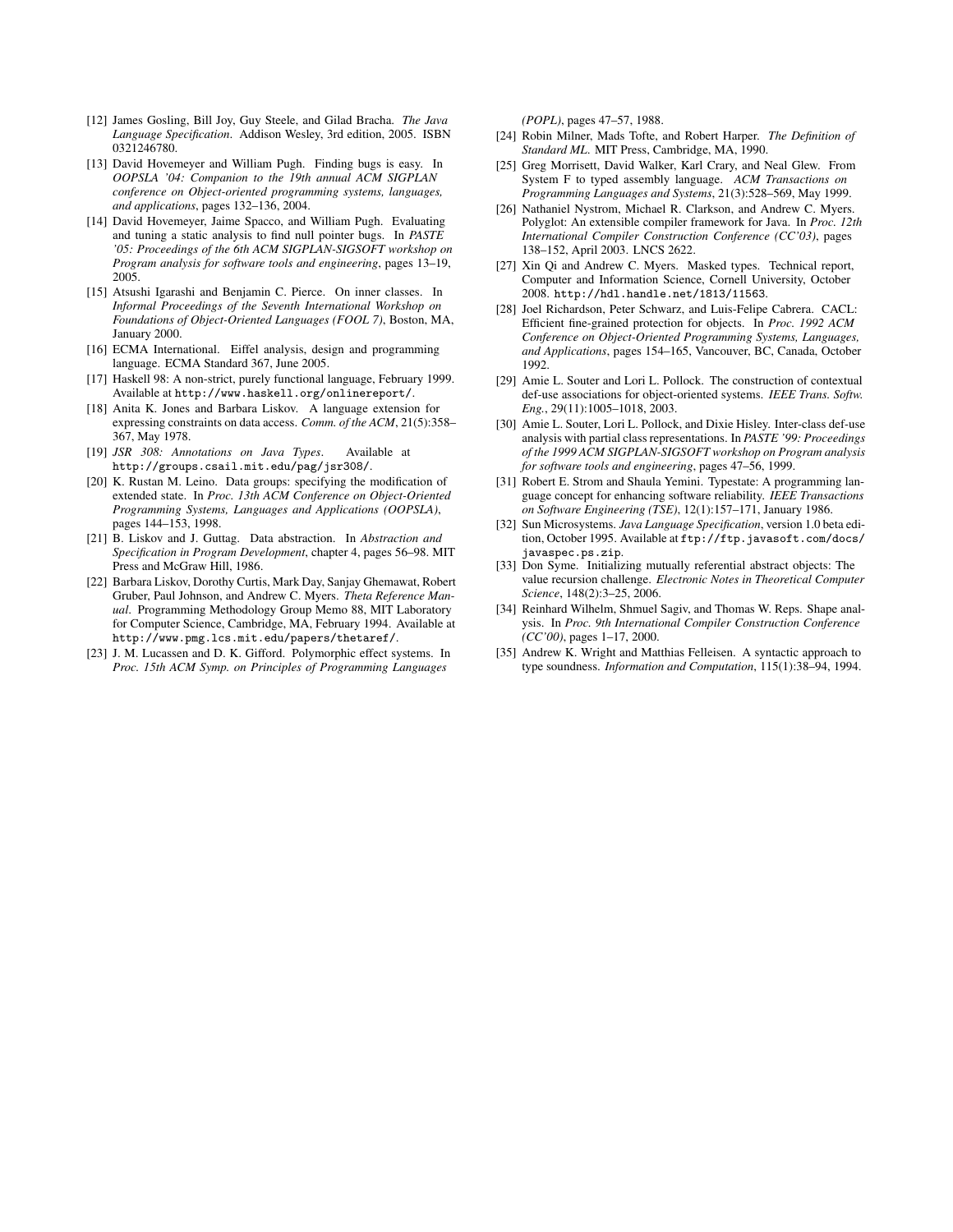[12] James Gosling, Bill Joy, Guy Steele, and Gilad Bracha. *The Java Language Specification*. Addison Wesley, 3rd edition, 2005. ISBN 0321246780.

[13] David Hovemeyer and William Pugh. Finding bugs is easy. In *OOPSLA '04: Companion to the 19th annual ACM SIGPLAN conference on Object-oriented programming systems, languages, and applications*, pages 132–136, 2004.

[14] David Hovemeyer, Jaime Spacco, and William Pugh. Evaluating and tuning a static analysis to find null pointer bugs. In *PASTE '05: Proceedings of the 6th ACM SIGPLAN-SIGSOFT workshop on Program analysis for software tools and engineering*, pages 13–19, 2005.

[15] Atsushi Igarashi and Benjamin C. Pierce. On inner classes. In *Informal Proceedings of the Seventh International Workshop on Foundations of Object-Oriented Languages (FOOL 7)*, Boston, MA, January 2000.

[16] ECMA International. Eiffel analysis, design and programming language. ECMA Standard 367, June 2005.

[17] Haskell 98: A non-strict, purely functional language, February 1999. Available at `http://www.haskell.org/onlinereport/`.

[18] Anita K. Jones and Barbara Liskov. A language extension for expressing constraints on data access. *Comm. of the ACM*, 21(5):358–367, May 1978.

[19] *JSR 308: Annotations on Java Types*. Available at `http://groups.csail.mit.edu/pag/jsr308/`.

[20] K. Rustan M. Leino. Data groups: specifying the modification of extended state. In *Proc. 13th ACM Conference on Object-Oriented Programming Systems, Languages and Applications (OOPSLA)*, pages 144–153, 1998.

[21] B. Liskov and J. Guttag. Data abstraction. In *Abstraction and Specification in Program Development*, chapter 4, pages 56–98. MIT Press and McGraw Hill, 1986.

[22] Barbara Liskov, Dorothy Curtis, Mark Day, Sanjay Ghemawat, Robert Gruber, Paul Johnson, and Andrew C. Myers. *Theta Reference Manual*. Programming Methodology Group Memo 88, MIT Laboratory for Computer Science, Cambridge, MA, February 1994. Available at `http://www.pmg.lcs.mit.edu/papers/thetaref/`.

[23] J. M. Lucassen and D. K. Gifford. Polymorphic effect systems. In *Proc. 15th ACM Symp. on Principles of Programming Languages (POPL)*, pages 47–57, 1988.

[24] Robin Milner, Mads Tofte, and Robert Harper. *The Definition of Standard ML*. MIT Press, Cambridge, MA, 1990.

[25] Greg Morrisett, David Walker, Karl Crary, and Neal Glew. From System F to typed assembly language. *ACM Transactions on Programming Languages and Systems*, 21(3):528–569, May 1999.

[26] Nathaniel Nystrom, Michael R. Clarkson, and Andrew C. Myers. Polyglot: An extensible compiler framework for Java. In *Proc. 12th International Compiler Construction Conference (CC'03)*, pages 138–152, April 2003. LNCS 2622.

[27] Xin Qi and Andrew C. Myers. Masked types. Technical report, Computer and Information Science, Cornell University, October 2008. `http://hdl.handle.net/1813/11563`.

[28] Joel Richardson, Peter Schwarz, and Luis-Felipe Cabrera. CACL: Efficient fine-grained protection for objects. In *Proc. 1992 ACM Conference on Object-Oriented Programming Systems, Languages, and Applications*, pages 154–165, Vancouver, BC, Canada, October 1992.

[29] Amie L. Souter and Lori L. Pollock. The construction of contextual def-use associations for object-oriented systems. *IEEE Trans. Softw. Eng.*, 29(11):1005–1018, 2003.

[30] Amie L. Souter, Lori L. Pollock, and Dixie Hisley. Inter-class def-use analysis with partial class representations. In *PASTE '99: Proceedings of the 1999 ACM SIGPLAN-SIGSOFT workshop on Program analysis for software tools and engineering*, pages 47–56, 1999.

[31] Robert E. Strom and Shaula Yemini. Typestate: A programming language concept for enhancing software reliability. *IEEE Transactions on Software Engineering (TSE)*, 12(1):157–171, January 1986.

[32] Sun Microsystems. *Java Language Specification*, version 1.0 beta edition, October 1995. Available at `ftp://ftp.javasoft.com/docs/javaspec.ps.zip`.

[33] Don Syme. Initializing mutually referential abstract objects: The value recursion challenge. *Electronic Notes in Theoretical Computer Science*, 148(2):3–25, 2006.

[34] Reinhard Wilhelm, Shmuel Sagiv, and Thomas W. Reps. Shape analysis. In *Proc. 9th International Compiler Construction Conference (CC'00)*, pages 1–17, 2000.

[35] Andrew K. Wright and Matthias Felleisen. A syntactic approach to type soundness. *Information and Computation*, 115(1):38–94, 1994.